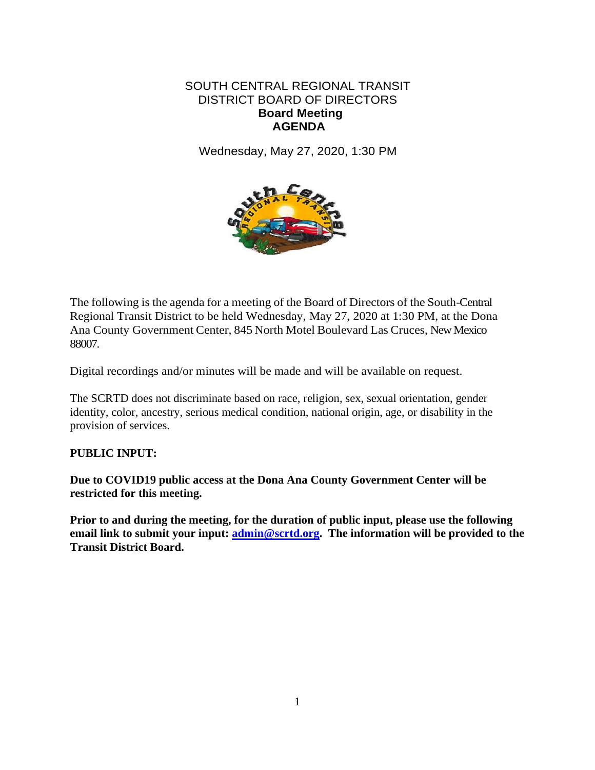SOUTH CENTRAL REGIONAL TRANSIT
DISTRICT BOARD OF DIRECTORS

**Board Meeting**
**AGENDA**

Wednesday, May 27, 2020, 1:30 PM

The following is the agenda for a meeting of the Board of Directors of the South-Central Regional Transit District to be held Wednesday, May 27, 2020 at 1:30 PM, at the Dona Ana County Government Center, 845 North Motel Boulevard Las Cruces, New Mexico 88007.

Digital recordings and/or minutes will be made and will be available on request.

The SCRTD does not discriminate based on race, religion, sex, sexual orientation, gender identity, color, ancestry, serious medical condition, national origin, age, or disability in the provision of services.

**PUBLIC INPUT:**

**Due to COVID19 public access at the Dona Ana County Government Center will be restricted for this meeting.**

**Prior to and during the meeting, for the duration of public input, please use the following email link to submit your input: [admin@scrtd.org](mailto:admin@scrtd.org). The information will be provided to the Transit District Board.**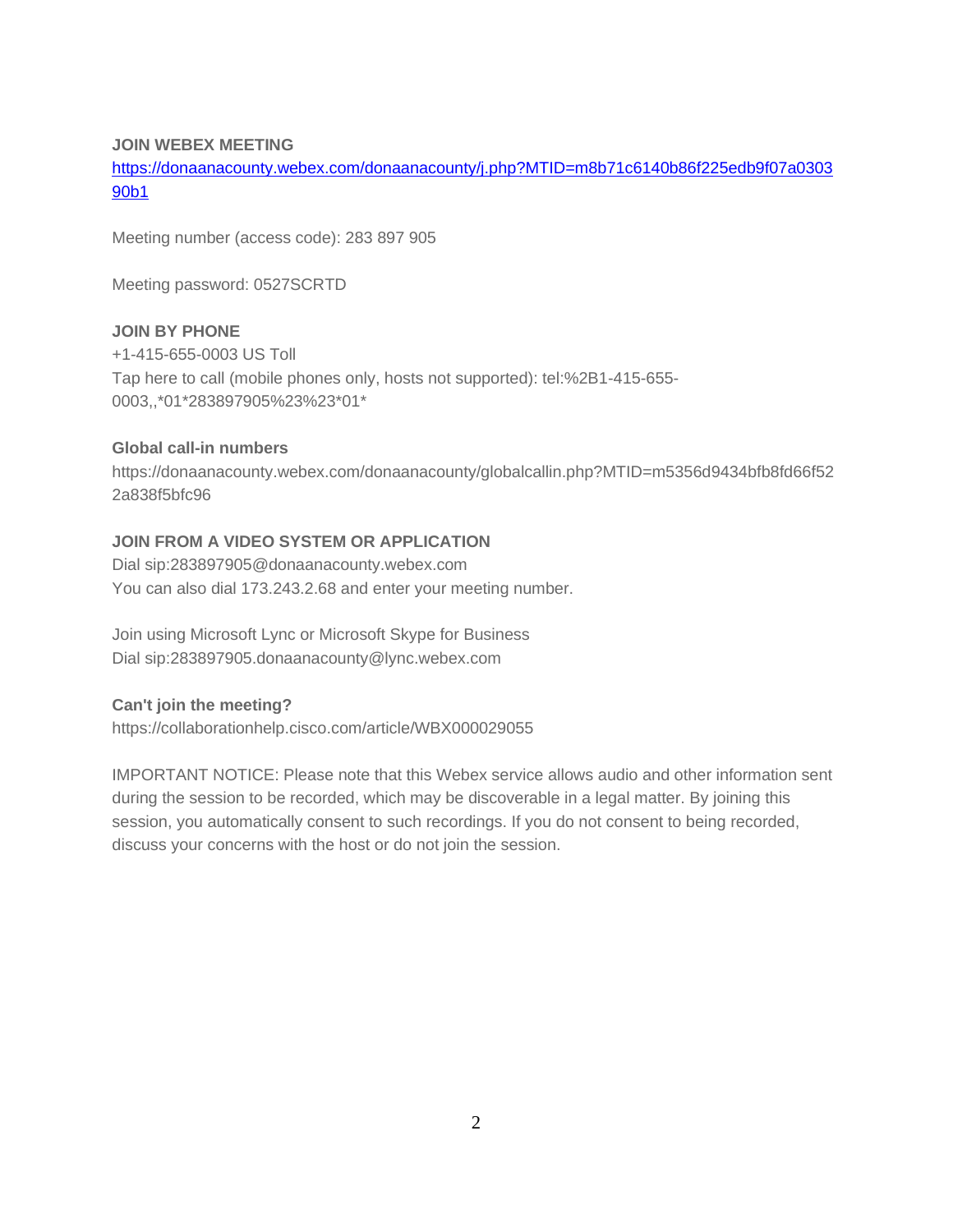**JOIN WEBEX MEETING**

[https://donaanacounty.webex.com/donaanacounty/j.php?MTID=m8b71c6140b86f225edb9f07a030390b1](https://donaanacounty.webex.com/donaanacounty/j.php?MTID=m8b71c6140b86f225edb9f07a030390b1)

Meeting number (access code): 283 897 905

Meeting password: 0527SCRTD

**JOIN BY PHONE**

+1-415-655-0003 US Toll

Tap here to call (mobile phones only, hosts not supported): tel:%2B1-415-655-0003,,*01*283897905%23%23*01*

**Global call-in numbers**

https://donaanacounty.webex.com/donaanacounty/globalcallin.php?MTID=m5356d9434bfb8fd66f522a838f5bfc96

**JOIN FROM A VIDEO SYSTEM OR APPLICATION**

Dial sip:283897905@donaanacounty.webex.com

You can also dial 173.243.2.68 and enter your meeting number.

Join using Microsoft Lync or Microsoft Skype for Business

Dial sip:283897905.donaanacounty@lync.webex.com

**Can't join the meeting?**

https://collaborationhelp.cisco.com/article/WBX000029055

IMPORTANT NOTICE: Please note that this Webex service allows audio and other information sent during the session to be recorded, which may be discoverable in a legal matter. By joining this session, you automatically consent to such recordings. If you do not consent to being recorded, discuss your concerns with the host or do not join the session.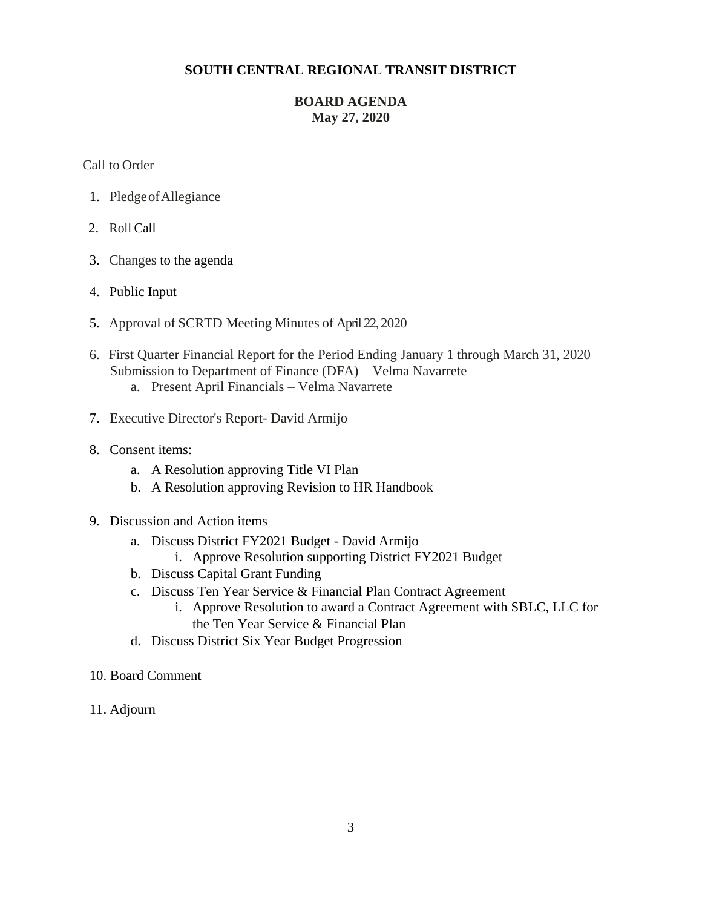**SOUTH CENTRAL REGIONAL TRANSIT DISTRICT**

**BOARD AGENDA**
**May 27, 2020**

Call to Order

1. Pledge of Allegiance
2. Roll Call
3. Changes to the agenda
4. Public Input
5. Approval of SCRTD Meeting Minutes of April 22, 2020
6. First Quarter Financial Report for the Period Ending January 1 through March 31, 2020 Submission to Department of Finance (DFA) – Velma Navarrete
   a. Present April Financials – Velma Navarrete
7. Executive Director's Report- David Armijo
8. Consent items:
   a. A Resolution approving Title VI Plan
   b. A Resolution approving Revision to HR Handbook
9. Discussion and Action items
   a. Discuss District FY2021 Budget - David Armijo
      i. Approve Resolution supporting District FY2021 Budget
   b. Discuss Capital Grant Funding
   c. Discuss Ten Year Service & Financial Plan Contract Agreement
      i. Approve Resolution to award a Contract Agreement with SBLC, LLC for the Ten Year Service & Financial Plan
   d. Discuss District Six Year Budget Progression
10. Board Comment
11. Adjourn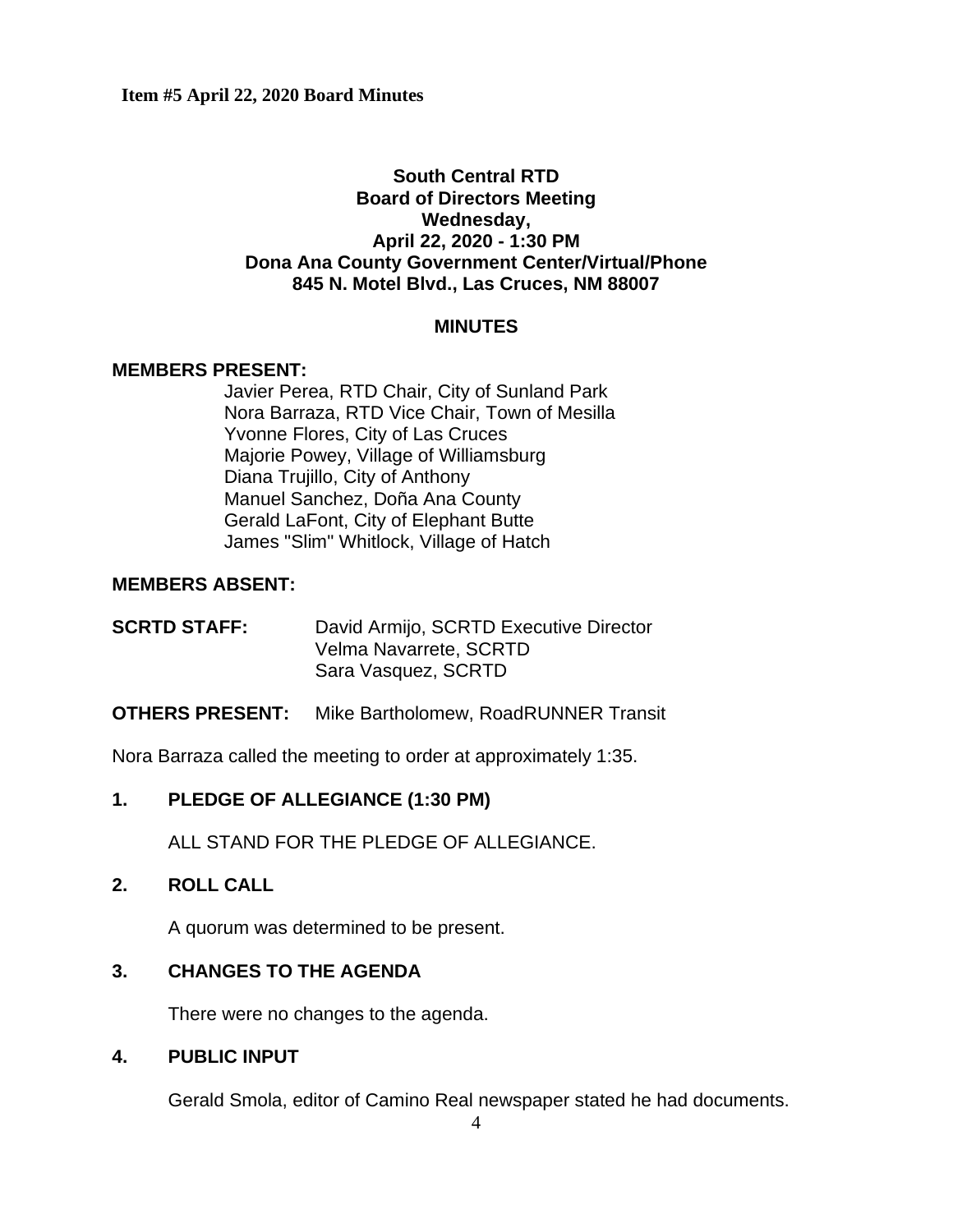**Item #5 April 22, 2020 Board Minutes**

**South Central RTD**
**Board of Directors Meeting**
**Wednesday,**
**April 22, 2020 - 1:30 PM**
**Dona Ana County Government Center/Virtual/Phone**
**845 N. Motel Blvd., Las Cruces, NM 88007**

**MINUTES**

**MEMBERS PRESENT:**

Javier Perea, RTD Chair, City of Sunland Park
Nora Barraza, RTD Vice Chair, Town of Mesilla
Yvonne Flores, City of Las Cruces
Majorie Powey, Village of Williamsburg
Diana Trujillo, City of Anthony
Manuel Sanchez, Doña Ana County
Gerald LaFont, City of Elephant Butte
James "Slim" Whitlock, Village of Hatch

**MEMBERS ABSENT:**

**SCRTD STAFF:** David Armijo, SCRTD Executive Director
Velma Navarrete, SCRTD
Sara Vasquez, SCRTD

**OTHERS PRESENT:** Mike Bartholomew, RoadRUNNER Transit

Nora Barraza called the meeting to order at approximately 1:35.

**1. PLEDGE OF ALLEGIANCE (1:30 PM)**

ALL STAND FOR THE PLEDGE OF ALLEGIANCE.

**2. ROLL CALL**

A quorum was determined to be present.

**3. CHANGES TO THE AGENDA**

There were no changes to the agenda.

**4. PUBLIC INPUT**

Gerald Smola, editor of Camino Real newspaper stated he had documents.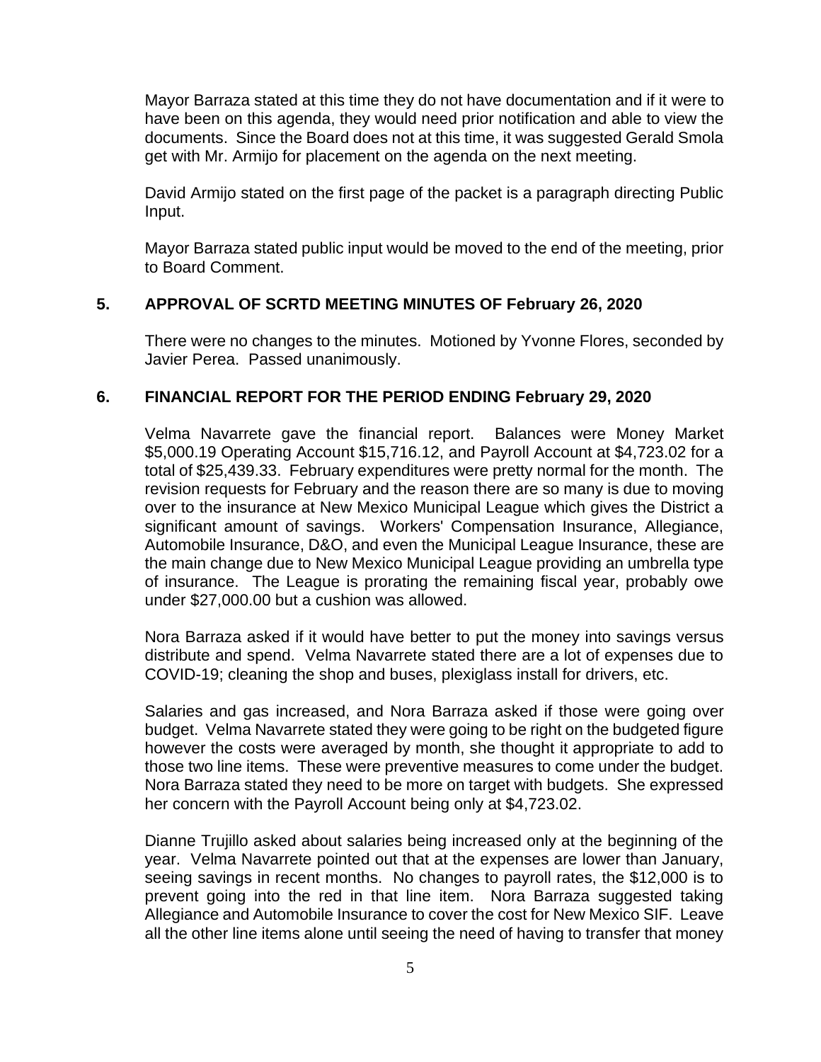Mayor Barraza stated at this time they do not have documentation and if it were to have been on this agenda, they would need prior notification and able to view the documents. Since the Board does not at this time, it was suggested Gerald Smola get with Mr. Armijo for placement on the agenda on the next meeting.

David Armijo stated on the first page of the packet is a paragraph directing Public Input.

Mayor Barraza stated public input would be moved to the end of the meeting, prior to Board Comment.

## 5. APPROVAL OF SCRTD MEETING MINUTES OF February 26, 2020

There were no changes to the minutes. Motioned by Yvonne Flores, seconded by Javier Perea. Passed unanimously.

## 6. FINANCIAL REPORT FOR THE PERIOD ENDING February 29, 2020

Velma Navarrete gave the financial report. Balances were Money Market $5,000.19 Operating Account $15,716.12, and Payroll Account at $4,723.02 for a total of $25,439.33. February expenditures were pretty normal for the month. The revision requests for February and the reason there are so many is due to moving over to the insurance at New Mexico Municipal League which gives the District a significant amount of savings. Workers' Compensation Insurance, Allegiance, Automobile Insurance, D&O, and even the Municipal League Insurance, these are the main change due to New Mexico Municipal League providing an umbrella type of insurance. The League is prorating the remaining fiscal year, probably owe under $27,000.00 but a cushion was allowed.

Nora Barraza asked if it would have better to put the money into savings versus distribute and spend. Velma Navarrete stated there are a lot of expenses due to COVID-19; cleaning the shop and buses, plexiglass install for drivers, etc.

Salaries and gas increased, and Nora Barraza asked if those were going over budget. Velma Navarrete stated they were going to be right on the budgeted figure however the costs were averaged by month, she thought it appropriate to add to those two line items. These were preventive measures to come under the budget. Nora Barraza stated they need to be more on target with budgets. She expressed her concern with the Payroll Account being only at $4,723.02.

Dianne Trujillo asked about salaries being increased only at the beginning of the year. Velma Navarrete pointed out that at the expenses are lower than January, seeing savings in recent months. No changes to payroll rates, the $12,000 is to prevent going into the red in that line item. Nora Barraza suggested taking Allegiance and Automobile Insurance to cover the cost for New Mexico SIF. Leave all the other line items alone until seeing the need of having to transfer that money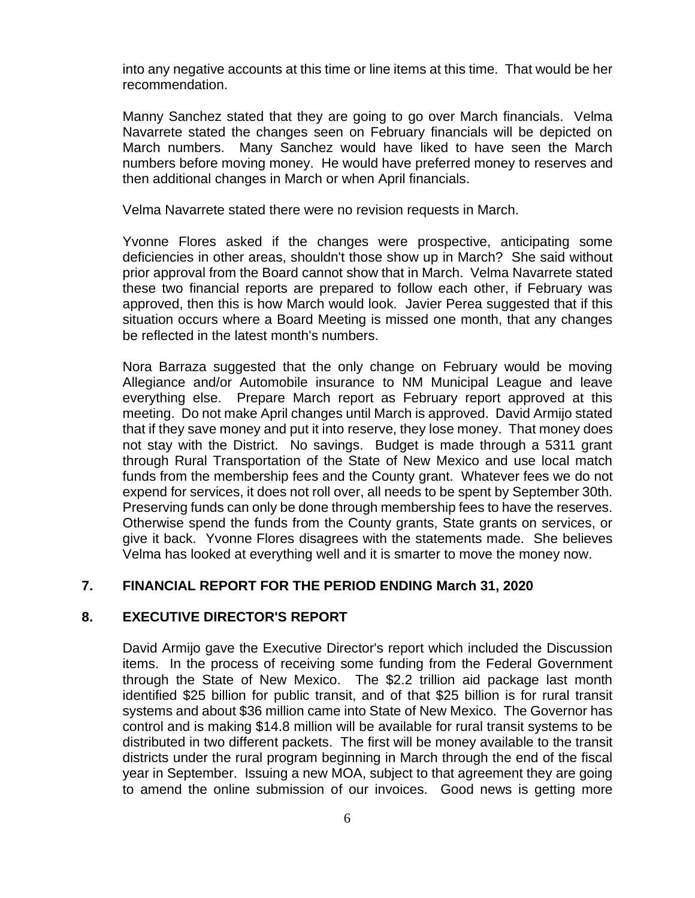into any negative accounts at this time or line items at this time. That would be her recommendation.

Manny Sanchez stated that they are going to go over March financials. Velma Navarrete stated the changes seen on February financials will be depicted on March numbers. Many Sanchez would have liked to have seen the March numbers before moving money. He would have preferred money to reserves and then additional changes in March or when April financials.

Velma Navarrete stated there were no revision requests in March.

Yvonne Flores asked if the changes were prospective, anticipating some deficiencies in other areas, shouldn't those show up in March? She said without prior approval from the Board cannot show that in March. Velma Navarrete stated these two financial reports are prepared to follow each other, if February was approved, then this is how March would look. Javier Perea suggested that if this situation occurs where a Board Meeting is missed one month, that any changes be reflected in the latest month's numbers.

Nora Barraza suggested that the only change on February would be moving Allegiance and/or Automobile insurance to NM Municipal League and leave everything else. Prepare March report as February report approved at this meeting. Do not make April changes until March is approved. David Armijo stated that if they save money and put it into reserve, they lose money. That money does not stay with the District. No savings. Budget is made through a 5311 grant through Rural Transportation of the State of New Mexico and use local match funds from the membership fees and the County grant. Whatever fees we do not expend for services, it does not roll over, all needs to be spent by September 30th. Preserving funds can only be done through membership fees to have the reserves. Otherwise spend the funds from the County grants, State grants on services, or give it back. Yvonne Flores disagrees with the statements made. She believes Velma has looked at everything well and it is smarter to move the money now.

## 7. FINANCIAL REPORT FOR THE PERIOD ENDING March 31, 2020

## 8. EXECUTIVE DIRECTOR'S REPORT

David Armijo gave the Executive Director's report which included the Discussion items. In the process of receiving some funding from the Federal Government through the State of New Mexico. The $2.2 trillion aid package last month identified $25 billion for public transit, and of that $25 billion is for rural transit systems and about $36 million came into State of New Mexico. The Governor has control and is making $14.8 million will be available for rural transit systems to be distributed in two different packets. The first will be money available to the transit districts under the rural program beginning in March through the end of the fiscal year in September. Issuing a new MOA, subject to that agreement they are going to amend the online submission of our invoices. Good news is getting more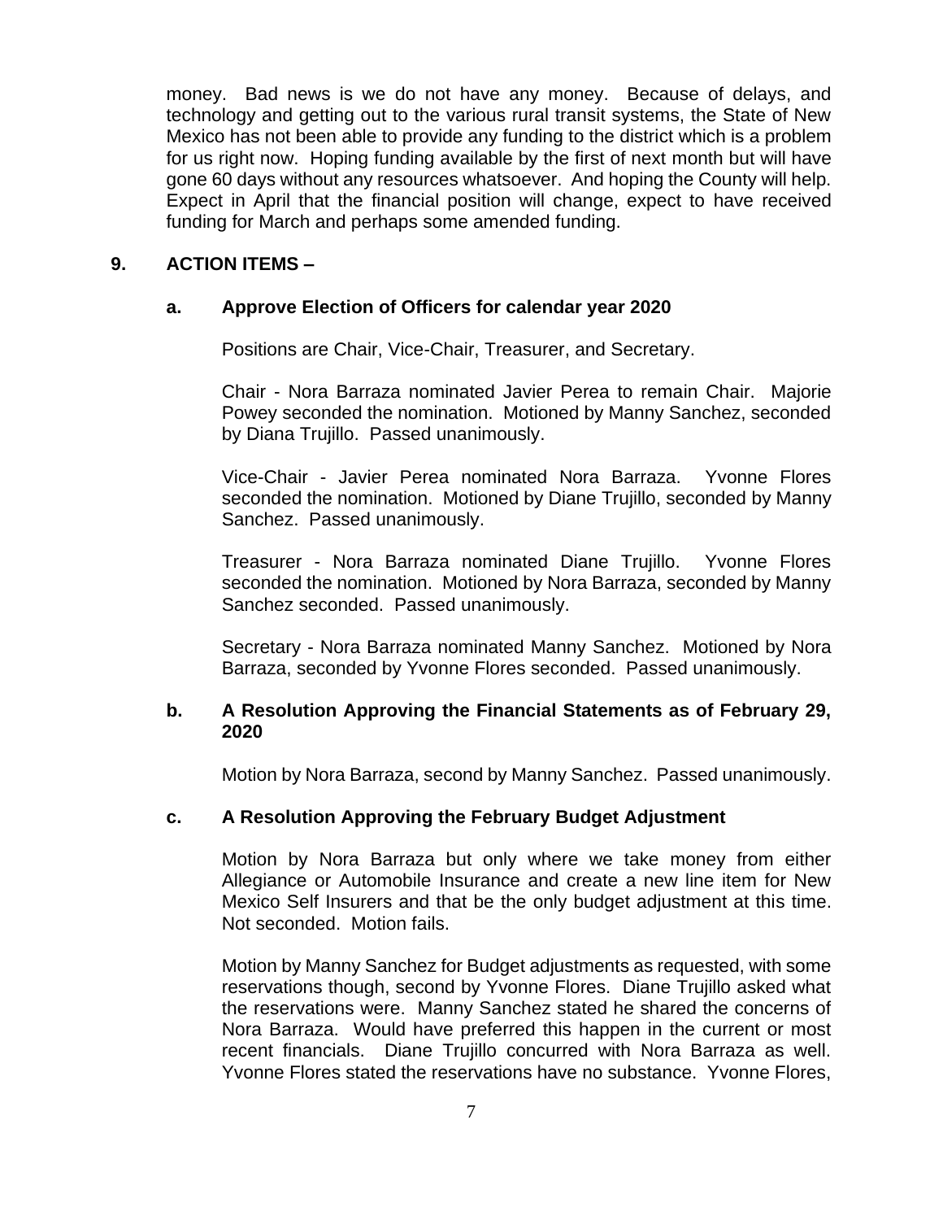money. Bad news is we do not have any money. Because of delays, and technology and getting out to the various rural transit systems, the State of New Mexico has not been able to provide any funding to the district which is a problem for us right now. Hoping funding available by the first of next month but will have gone 60 days without any resources whatsoever. And hoping the County will help. Expect in April that the financial position will change, expect to have received funding for March and perhaps some amended funding.

## 9. ACTION ITEMS –

### a. Approve Election of Officers for calendar year 2020

Positions are Chair, Vice-Chair, Treasurer, and Secretary.

Chair - Nora Barraza nominated Javier Perea to remain Chair. Majorie Powey seconded the nomination. Motioned by Manny Sanchez, seconded by Diana Trujillo. Passed unanimously.

Vice-Chair - Javier Perea nominated Nora Barraza. Yvonne Flores seconded the nomination. Motioned by Diane Trujillo, seconded by Manny Sanchez. Passed unanimously.

Treasurer - Nora Barraza nominated Diane Trujillo. Yvonne Flores seconded the nomination. Motioned by Nora Barraza, seconded by Manny Sanchez seconded. Passed unanimously.

Secretary - Nora Barraza nominated Manny Sanchez. Motioned by Nora Barraza, seconded by Yvonne Flores seconded. Passed unanimously.

### b. A Resolution Approving the Financial Statements as of February 29, 2020

Motion by Nora Barraza, second by Manny Sanchez. Passed unanimously.

### c. A Resolution Approving the February Budget Adjustment

Motion by Nora Barraza but only where we take money from either Allegiance or Automobile Insurance and create a new line item for New Mexico Self Insurers and that be the only budget adjustment at this time. Not seconded. Motion fails.

Motion by Manny Sanchez for Budget adjustments as requested, with some reservations though, second by Yvonne Flores. Diane Trujillo asked what the reservations were. Manny Sanchez stated he shared the concerns of Nora Barraza. Would have preferred this happen in the current or most recent financials. Diane Trujillo concurred with Nora Barraza as well. Yvonne Flores stated the reservations have no substance. Yvonne Flores,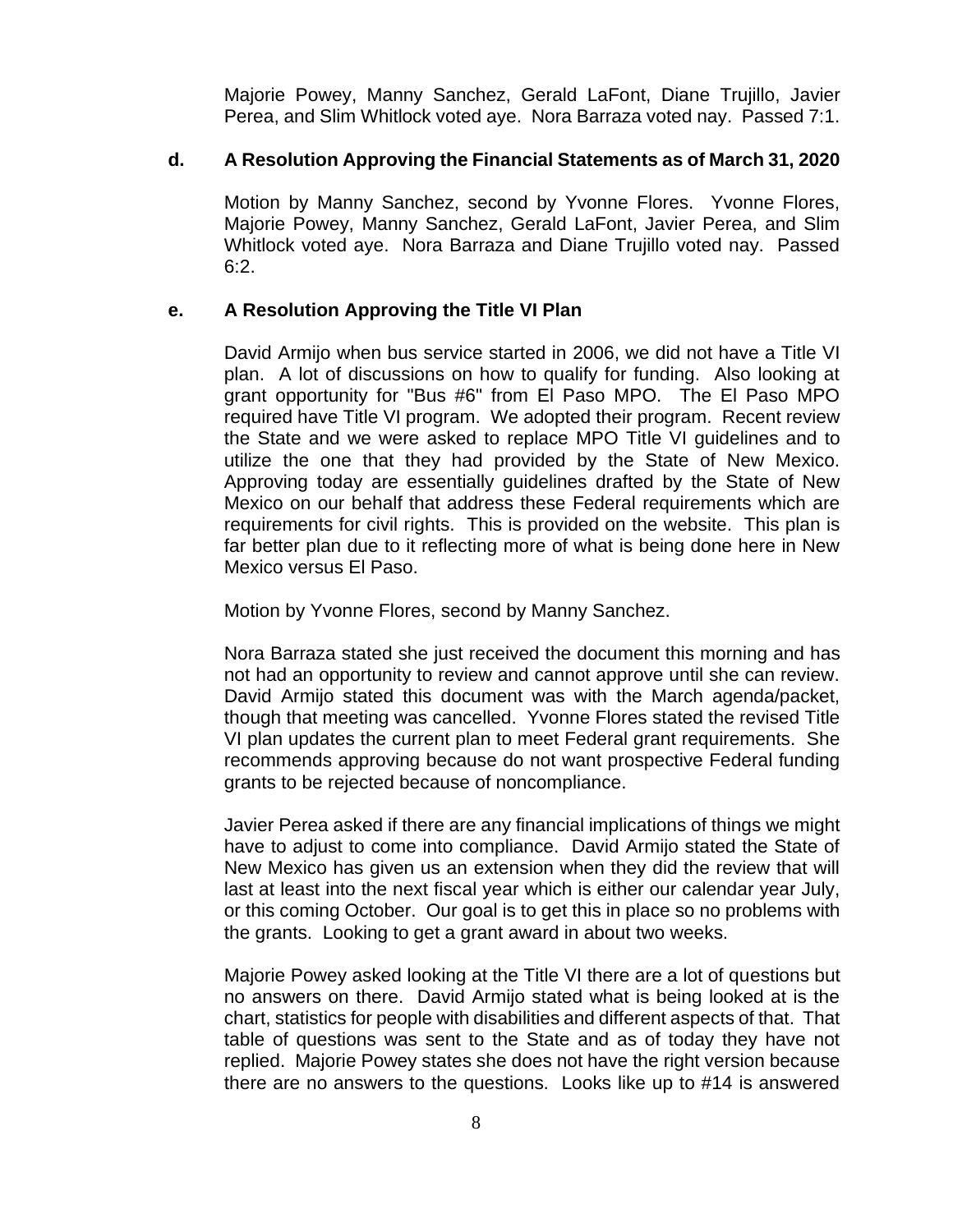Majorie Powey, Manny Sanchez, Gerald LaFont, Diane Trujillo, Javier Perea, and Slim Whitlock voted aye. Nora Barraza voted nay. Passed 7:1.

**d. A Resolution Approving the Financial Statements as of March 31, 2020**

Motion by Manny Sanchez, second by Yvonne Flores. Yvonne Flores, Majorie Powey, Manny Sanchez, Gerald LaFont, Javier Perea, and Slim Whitlock voted aye. Nora Barraza and Diane Trujillo voted nay. Passed 6:2.

**e. A Resolution Approving the Title VI Plan**

David Armijo when bus service started in 2006, we did not have a Title VI plan. A lot of discussions on how to qualify for funding. Also looking at grant opportunity for "Bus #6" from El Paso MPO. The El Paso MPO required have Title VI program. We adopted their program. Recent review the State and we were asked to replace MPO Title VI guidelines and to utilize the one that they had provided by the State of New Mexico. Approving today are essentially guidelines drafted by the State of New Mexico on our behalf that address these Federal requirements which are requirements for civil rights. This is provided on the website. This plan is far better plan due to it reflecting more of what is being done here in New Mexico versus El Paso.

Motion by Yvonne Flores, second by Manny Sanchez.

Nora Barraza stated she just received the document this morning and has not had an opportunity to review and cannot approve until she can review. David Armijo stated this document was with the March agenda/packet, though that meeting was cancelled. Yvonne Flores stated the revised Title VI plan updates the current plan to meet Federal grant requirements. She recommends approving because do not want prospective Federal funding grants to be rejected because of noncompliance.

Javier Perea asked if there are any financial implications of things we might have to adjust to come into compliance. David Armijo stated the State of New Mexico has given us an extension when they did the review that will last at least into the next fiscal year which is either our calendar year July, or this coming October. Our goal is to get this in place so no problems with the grants. Looking to get a grant award in about two weeks.

Majorie Powey asked looking at the Title VI there are a lot of questions but no answers on there. David Armijo stated what is being looked at is the chart, statistics for people with disabilities and different aspects of that. That table of questions was sent to the State and as of today they have not replied. Majorie Powey states she does not have the right version because there are no answers to the questions. Looks like up to #14 is answered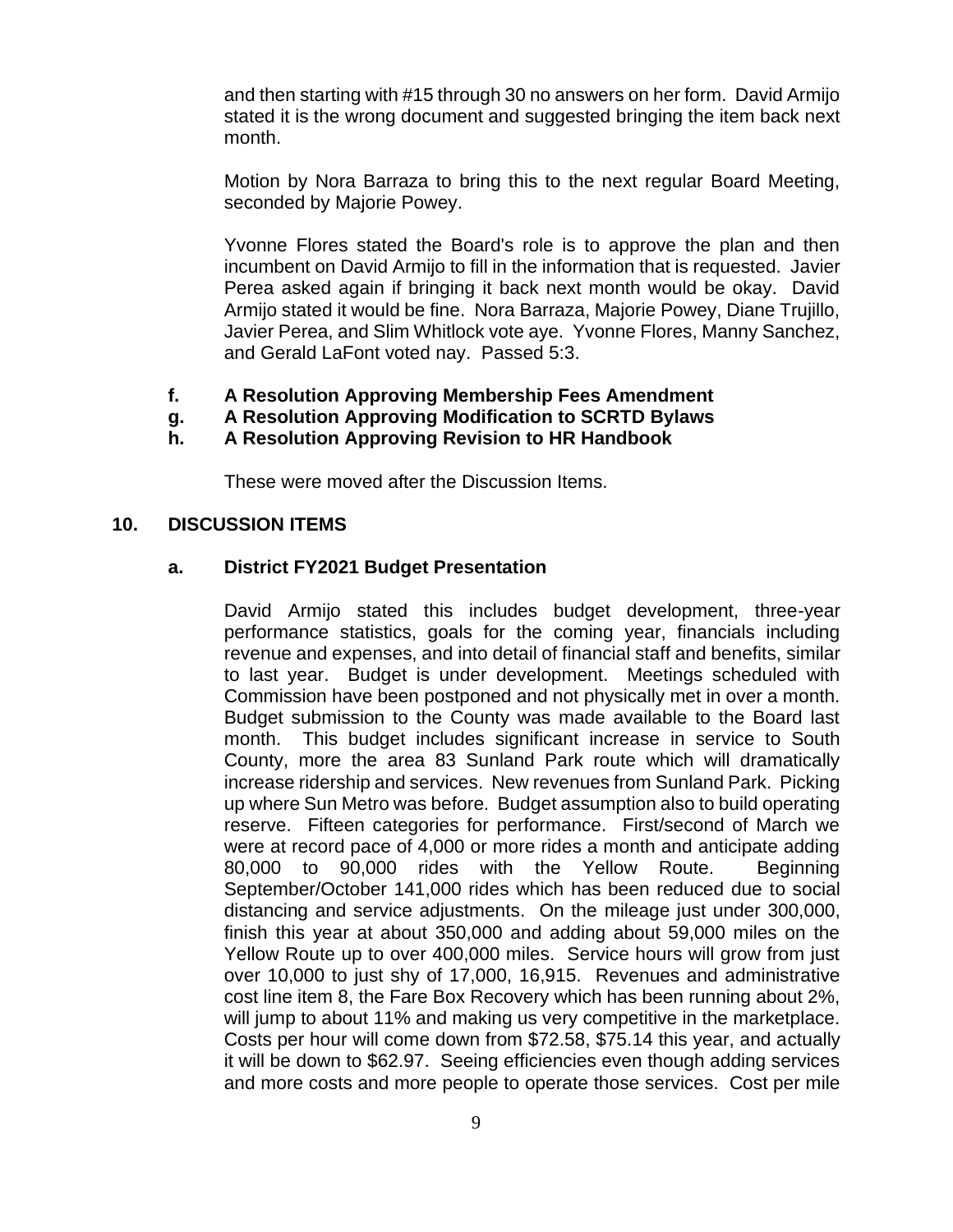and then starting with #15 through 30 no answers on her form. David Armijo stated it is the wrong document and suggested bringing the item back next month.

Motion by Nora Barraza to bring this to the next regular Board Meeting, seconded by Majorie Powey.

Yvonne Flores stated the Board's role is to approve the plan and then incumbent on David Armijo to fill in the information that is requested. Javier Perea asked again if bringing it back next month would be okay. David Armijo stated it would be fine. Nora Barraza, Majorie Powey, Diane Trujillo, Javier Perea, and Slim Whitlock vote aye. Yvonne Flores, Manny Sanchez, and Gerald LaFont voted nay. Passed 5:3.

**f. A Resolution Approving Membership Fees Amendment**

**g. A Resolution Approving Modification to SCRTD Bylaws**

**h. A Resolution Approving Revision to HR Handbook**

These were moved after the Discussion Items.

## 10. DISCUSSION ITEMS

### a. District FY2021 Budget Presentation

David Armijo stated this includes budget development, three-year performance statistics, goals for the coming year, financials including revenue and expenses, and into detail of financial staff and benefits, similar to last year. Budget is under development. Meetings scheduled with Commission have been postponed and not physically met in over a month. Budget submission to the County was made available to the Board last month. This budget includes significant increase in service to South County, more the area 83 Sunland Park route which will dramatically increase ridership and services. New revenues from Sunland Park. Picking up where Sun Metro was before. Budget assumption also to build operating reserve. Fifteen categories for performance. First/second of March we were at record pace of 4,000 or more rides a month and anticipate adding 80,000 to 90,000 rides with the Yellow Route. Beginning September/October 141,000 rides which has been reduced due to social distancing and service adjustments. On the mileage just under 300,000, finish this year at about 350,000 and adding about 59,000 miles on the Yellow Route up to over 400,000 miles. Service hours will grow from just over 10,000 to just shy of 17,000, 16,915. Revenues and administrative cost line item 8, the Fare Box Recovery which has been running about 2%, will jump to about 11% and making us very competitive in the marketplace. Costs per hour will come down from $72.58, $75.14 this year, and actually it will be down to $62.97. Seeing efficiencies even though adding services and more costs and more people to operate those services. Cost per mile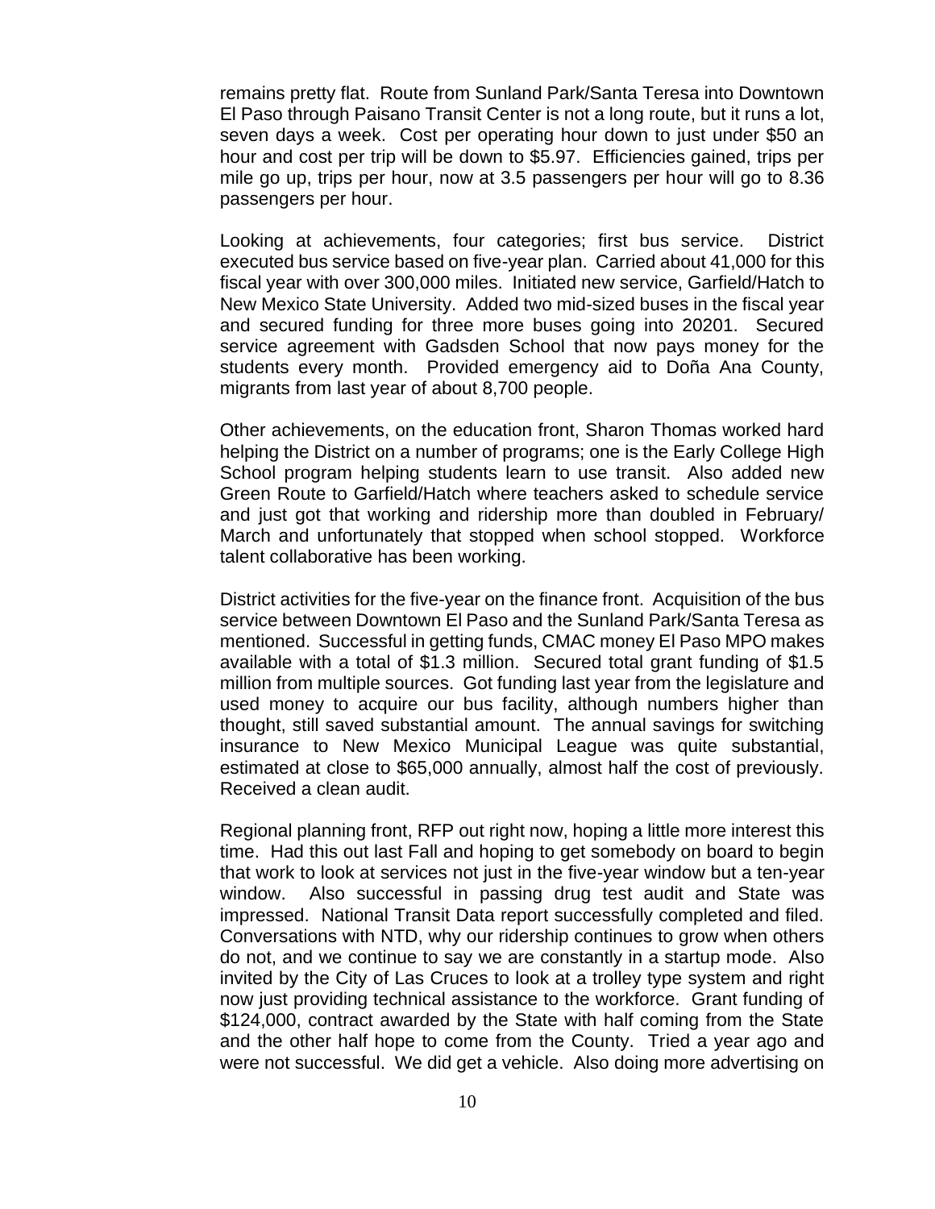remains pretty flat. Route from Sunland Park/Santa Teresa into Downtown El Paso through Paisano Transit Center is not a long route, but it runs a lot, seven days a week. Cost per operating hour down to just under $50 an hour and cost per trip will be down to $5.97. Efficiencies gained, trips per mile go up, trips per hour, now at 3.5 passengers per hour will go to 8.36 passengers per hour.

Looking at achievements, four categories; first bus service. District executed bus service based on five-year plan. Carried about 41,000 for this fiscal year with over 300,000 miles. Initiated new service, Garfield/Hatch to New Mexico State University. Added two mid-sized buses in the fiscal year and secured funding for three more buses going into 20201. Secured service agreement with Gadsden School that now pays money for the students every month. Provided emergency aid to Doña Ana County, migrants from last year of about 8,700 people.

Other achievements, on the education front, Sharon Thomas worked hard helping the District on a number of programs; one is the Early College High School program helping students learn to use transit. Also added new Green Route to Garfield/Hatch where teachers asked to schedule service and just got that working and ridership more than doubled in February/ March and unfortunately that stopped when school stopped. Workforce talent collaborative has been working.

District activities for the five-year on the finance front. Acquisition of the bus service between Downtown El Paso and the Sunland Park/Santa Teresa as mentioned. Successful in getting funds, CMAC money El Paso MPO makes available with a total of $1.3 million. Secured total grant funding of $1.5 million from multiple sources. Got funding last year from the legislature and used money to acquire our bus facility, although numbers higher than thought, still saved substantial amount. The annual savings for switching insurance to New Mexico Municipal League was quite substantial, estimated at close to $65,000 annually, almost half the cost of previously. Received a clean audit.

Regional planning front, RFP out right now, hoping a little more interest this time. Had this out last Fall and hoping to get somebody on board to begin that work to look at services not just in the five-year window but a ten-year window. Also successful in passing drug test audit and State was impressed. National Transit Data report successfully completed and filed. Conversations with NTD, why our ridership continues to grow when others do not, and we continue to say we are constantly in a startup mode. Also invited by the City of Las Cruces to look at a trolley type system and right now just providing technical assistance to the workforce. Grant funding of $124,000, contract awarded by the State with half coming from the State and the other half hope to come from the County. Tried a year ago and were not successful. We did get a vehicle. Also doing more advertising on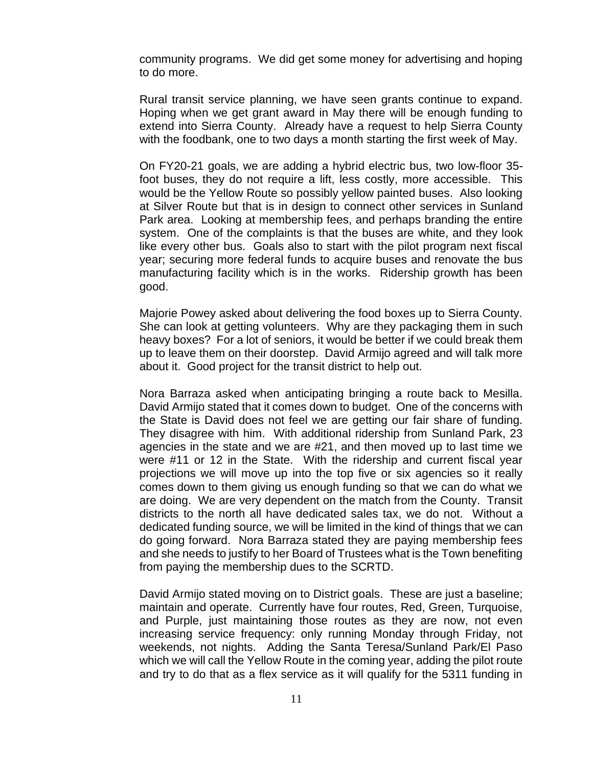community programs. We did get some money for advertising and hoping to do more.

Rural transit service planning, we have seen grants continue to expand. Hoping when we get grant award in May there will be enough funding to extend into Sierra County. Already have a request to help Sierra County with the foodbank, one to two days a month starting the first week of May.

On FY20-21 goals, we are adding a hybrid electric bus, two low-floor 35-foot buses, they do not require a lift, less costly, more accessible. This would be the Yellow Route so possibly yellow painted buses. Also looking at Silver Route but that is in design to connect other services in Sunland Park area. Looking at membership fees, and perhaps branding the entire system. One of the complaints is that the buses are white, and they look like every other bus. Goals also to start with the pilot program next fiscal year; securing more federal funds to acquire buses and renovate the bus manufacturing facility which is in the works. Ridership growth has been good.

Majorie Powey asked about delivering the food boxes up to Sierra County. She can look at getting volunteers. Why are they packaging them in such heavy boxes? For a lot of seniors, it would be better if we could break them up to leave them on their doorstep. David Armijo agreed and will talk more about it. Good project for the transit district to help out.

Nora Barraza asked when anticipating bringing a route back to Mesilla. David Armijo stated that it comes down to budget. One of the concerns with the State is David does not feel we are getting our fair share of funding. They disagree with him. With additional ridership from Sunland Park, 23 agencies in the state and we are #21, and then moved up to last time we were #11 or 12 in the State. With the ridership and current fiscal year projections we will move up into the top five or six agencies so it really comes down to them giving us enough funding so that we can do what we are doing. We are very dependent on the match from the County. Transit districts to the north all have dedicated sales tax, we do not. Without a dedicated funding source, we will be limited in the kind of things that we can do going forward. Nora Barraza stated they are paying membership fees and she needs to justify to her Board of Trustees what is the Town benefiting from paying the membership dues to the SCRTD.

David Armijo stated moving on to District goals. These are just a baseline; maintain and operate. Currently have four routes, Red, Green, Turquoise, and Purple, just maintaining those routes as they are now, not even increasing service frequency: only running Monday through Friday, not weekends, not nights. Adding the Santa Teresa/Sunland Park/El Paso which we will call the Yellow Route in the coming year, adding the pilot route and try to do that as a flex service as it will qualify for the 5311 funding in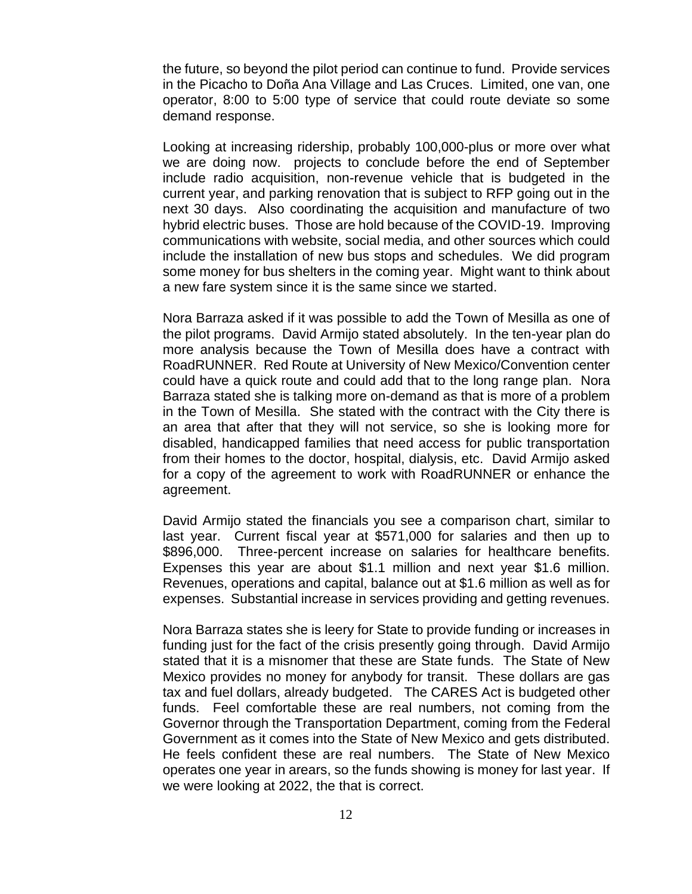the future, so beyond the pilot period can continue to fund. Provide services in the Picacho to Doña Ana Village and Las Cruces. Limited, one van, one operator, 8:00 to 5:00 type of service that could route deviate so some demand response.

Looking at increasing ridership, probably 100,000-plus or more over what we are doing now. projects to conclude before the end of September include radio acquisition, non-revenue vehicle that is budgeted in the current year, and parking renovation that is subject to RFP going out in the next 30 days. Also coordinating the acquisition and manufacture of two hybrid electric buses. Those are hold because of the COVID-19. Improving communications with website, social media, and other sources which could include the installation of new bus stops and schedules. We did program some money for bus shelters in the coming year. Might want to think about a new fare system since it is the same since we started.

Nora Barraza asked if it was possible to add the Town of Mesilla as one of the pilot programs. David Armijo stated absolutely. In the ten-year plan do more analysis because the Town of Mesilla does have a contract with RoadRUNNER. Red Route at University of New Mexico/Convention center could have a quick route and could add that to the long range plan. Nora Barraza stated she is talking more on-demand as that is more of a problem in the Town of Mesilla. She stated with the contract with the City there is an area that after that they will not service, so she is looking more for disabled, handicapped families that need access for public transportation from their homes to the doctor, hospital, dialysis, etc. David Armijo asked for a copy of the agreement to work with RoadRUNNER or enhance the agreement.

David Armijo stated the financials you see a comparison chart, similar to last year. Current fiscal year at $571,000 for salaries and then up to $896,000. Three-percent increase on salaries for healthcare benefits. Expenses this year are about $1.1 million and next year $1.6 million. Revenues, operations and capital, balance out at $1.6 million as well as for expenses. Substantial increase in services providing and getting revenues.

Nora Barraza states she is leery for State to provide funding or increases in funding just for the fact of the crisis presently going through. David Armijo stated that it is a misnomer that these are State funds. The State of New Mexico provides no money for anybody for transit. These dollars are gas tax and fuel dollars, already budgeted. The CARES Act is budgeted other funds. Feel comfortable these are real numbers, not coming from the Governor through the Transportation Department, coming from the Federal Government as it comes into the State of New Mexico and gets distributed. He feels confident these are real numbers. The State of New Mexico operates one year in arears, so the funds showing is money for last year. If we were looking at 2022, the that is correct.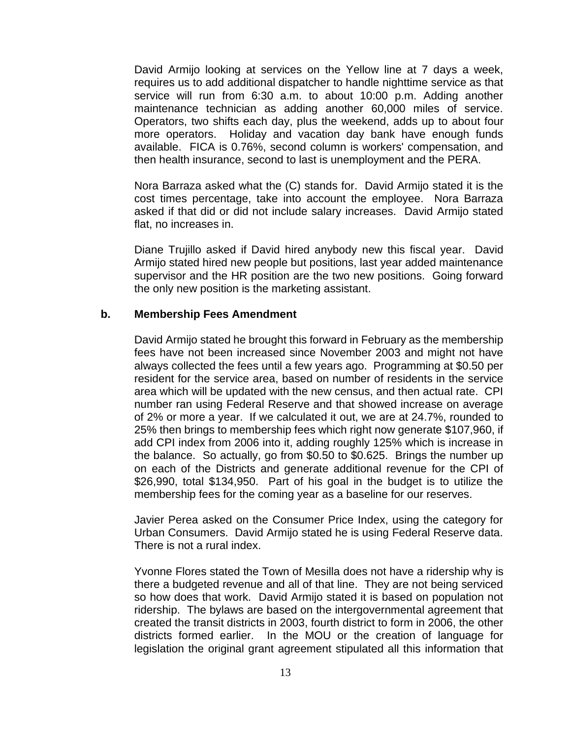David Armijo looking at services on the Yellow line at 7 days a week, requires us to add additional dispatcher to handle nighttime service as that service will run from 6:30 a.m. to about 10:00 p.m. Adding another maintenance technician as adding another 60,000 miles of service. Operators, two shifts each day, plus the weekend, adds up to about four more operators. Holiday and vacation day bank have enough funds available. FICA is 0.76%, second column is workers' compensation, and then health insurance, second to last is unemployment and the PERA.

Nora Barraza asked what the (C) stands for. David Armijo stated it is the cost times percentage, take into account the employee. Nora Barraza asked if that did or did not include salary increases. David Armijo stated flat, no increases in.

Diane Trujillo asked if David hired anybody new this fiscal year. David Armijo stated hired new people but positions, last year added maintenance supervisor and the HR position are the two new positions. Going forward the only new position is the marketing assistant.

**b. Membership Fees Amendment**

David Armijo stated he brought this forward in February as the membership fees have not been increased since November 2003 and might not have always collected the fees until a few years ago. Programming at $0.50 per resident for the service area, based on number of residents in the service area which will be updated with the new census, and then actual rate. CPI number ran using Federal Reserve and that showed increase on average of 2% or more a year. If we calculated it out, we are at 24.7%, rounded to 25% then brings to membership fees which right now generate $107,960, if add CPI index from 2006 into it, adding roughly 125% which is increase in the balance. So actually, go from $0.50 to $0.625. Brings the number up on each of the Districts and generate additional revenue for the CPI of $26,990, total $134,950. Part of his goal in the budget is to utilize the membership fees for the coming year as a baseline for our reserves.

Javier Perea asked on the Consumer Price Index, using the category for Urban Consumers. David Armijo stated he is using Federal Reserve data. There is not a rural index.

Yvonne Flores stated the Town of Mesilla does not have a ridership why is there a budgeted revenue and all of that line. They are not being serviced so how does that work. David Armijo stated it is based on population not ridership. The bylaws are based on the intergovernmental agreement that created the transit districts in 2003, fourth district to form in 2006, the other districts formed earlier. In the MOU or the creation of language for legislation the original grant agreement stipulated all this information that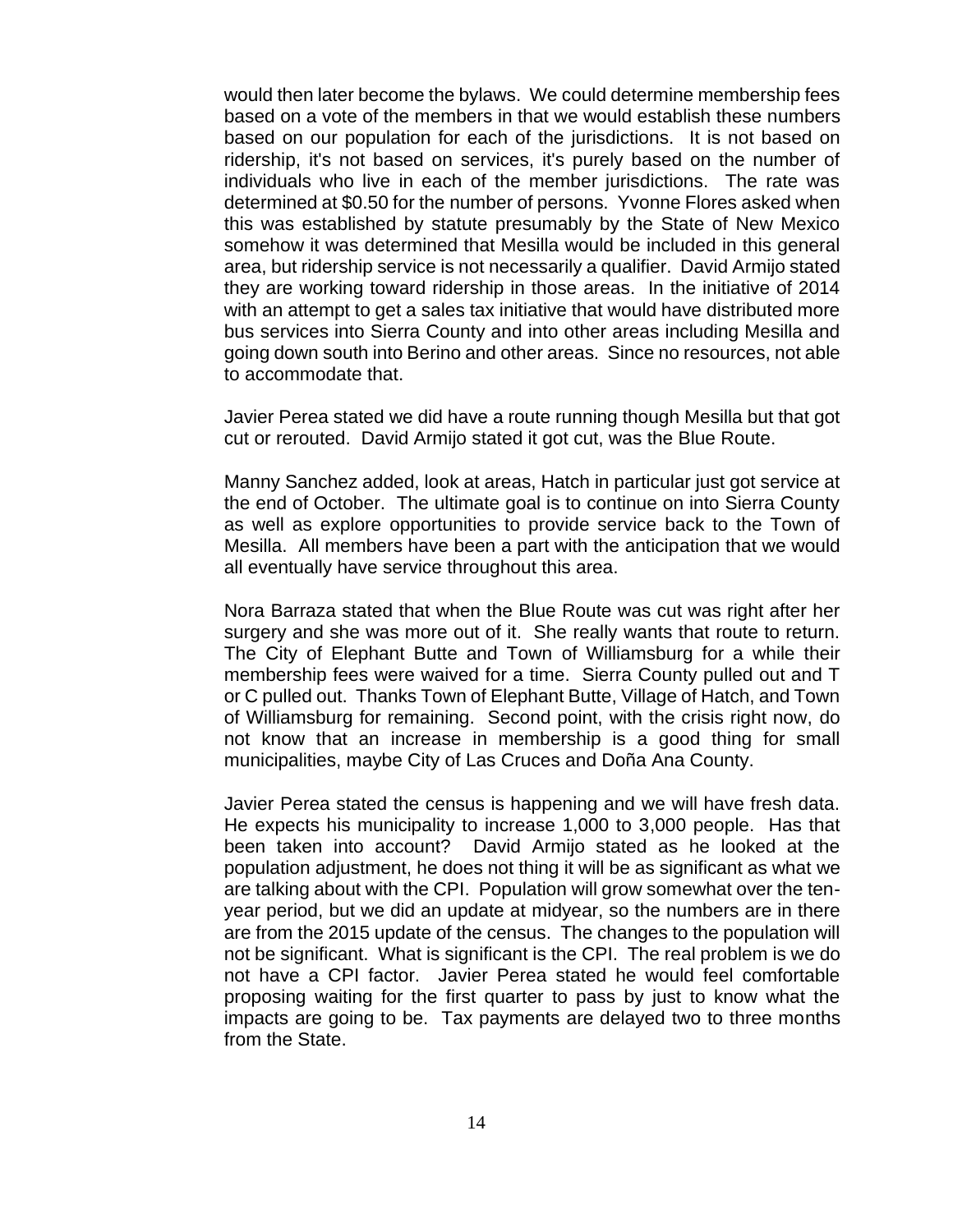would then later become the bylaws. We could determine membership fees based on a vote of the members in that we would establish these numbers based on our population for each of the jurisdictions. It is not based on ridership, it's not based on services, it's purely based on the number of individuals who live in each of the member jurisdictions. The rate was determined at $0.50 for the number of persons. Yvonne Flores asked when this was established by statute presumably by the State of New Mexico somehow it was determined that Mesilla would be included in this general area, but ridership service is not necessarily a qualifier. David Armijo stated they are working toward ridership in those areas. In the initiative of 2014 with an attempt to get a sales tax initiative that would have distributed more bus services into Sierra County and into other areas including Mesilla and going down south into Berino and other areas. Since no resources, not able to accommodate that.

Javier Perea stated we did have a route running though Mesilla but that got cut or rerouted. David Armijo stated it got cut, was the Blue Route.

Manny Sanchez added, look at areas, Hatch in particular just got service at the end of October. The ultimate goal is to continue on into Sierra County as well as explore opportunities to provide service back to the Town of Mesilla. All members have been a part with the anticipation that we would all eventually have service throughout this area.

Nora Barraza stated that when the Blue Route was cut was right after her surgery and she was more out of it. She really wants that route to return. The City of Elephant Butte and Town of Williamsburg for a while their membership fees were waived for a time. Sierra County pulled out and T or C pulled out. Thanks Town of Elephant Butte, Village of Hatch, and Town of Williamsburg for remaining. Second point, with the crisis right now, do not know that an increase in membership is a good thing for small municipalities, maybe City of Las Cruces and Doña Ana County.

Javier Perea stated the census is happening and we will have fresh data. He expects his municipality to increase 1,000 to 3,000 people. Has that been taken into account? David Armijo stated as he looked at the population adjustment, he does not thing it will be as significant as what we are talking about with the CPI. Population will grow somewhat over the ten-year period, but we did an update at midyear, so the numbers are in there are from the 2015 update of the census. The changes to the population will not be significant. What is significant is the CPI. The real problem is we do not have a CPI factor. Javier Perea stated he would feel comfortable proposing waiting for the first quarter to pass by just to know what the impacts are going to be. Tax payments are delayed two to three months from the State.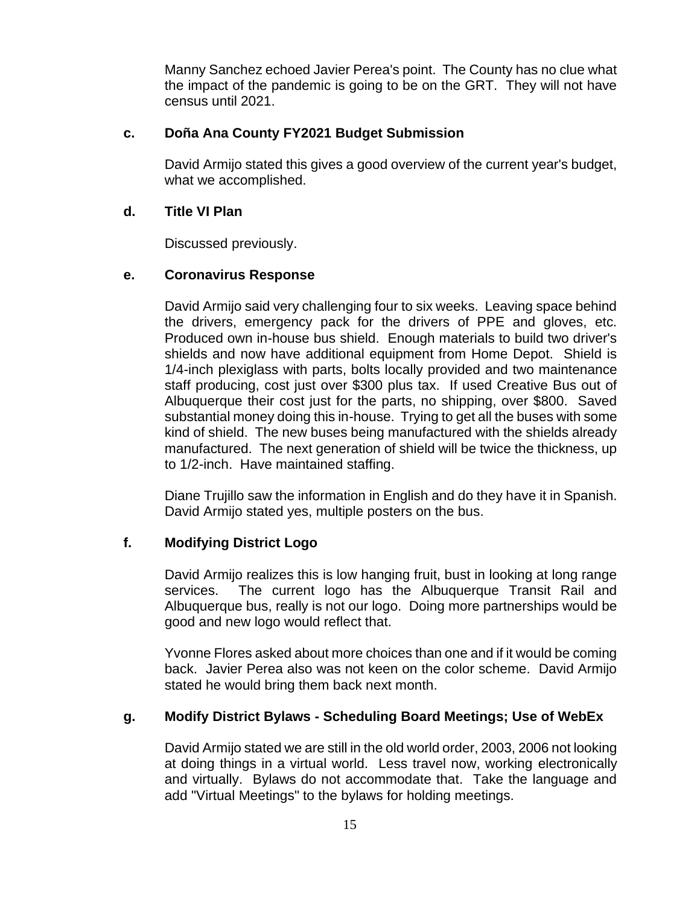Manny Sanchez echoed Javier Perea's point. The County has no clue what the impact of the pandemic is going to be on the GRT. They will not have census until 2021.

**c. Doña Ana County FY2021 Budget Submission**

David Armijo stated this gives a good overview of the current year's budget, what we accomplished.

**d. Title VI Plan**

Discussed previously.

**e. Coronavirus Response**

David Armijo said very challenging four to six weeks. Leaving space behind the drivers, emergency pack for the drivers of PPE and gloves, etc. Produced own in-house bus shield. Enough materials to build two driver's shields and now have additional equipment from Home Depot. Shield is 1/4-inch plexiglass with parts, bolts locally provided and two maintenance staff producing, cost just over $300 plus tax. If used Creative Bus out of Albuquerque their cost just for the parts, no shipping, over $800. Saved substantial money doing this in-house. Trying to get all the buses with some kind of shield. The new buses being manufactured with the shields already manufactured. The next generation of shield will be twice the thickness, up to 1/2-inch. Have maintained staffing.

Diane Trujillo saw the information in English and do they have it in Spanish. David Armijo stated yes, multiple posters on the bus.

**f. Modifying District Logo**

David Armijo realizes this is low hanging fruit, bust in looking at long range services. The current logo has the Albuquerque Transit Rail and Albuquerque bus, really is not our logo. Doing more partnerships would be good and new logo would reflect that.

Yvonne Flores asked about more choices than one and if it would be coming back. Javier Perea also was not keen on the color scheme. David Armijo stated he would bring them back next month.

**g. Modify District Bylaws - Scheduling Board Meetings; Use of WebEx**

David Armijo stated we are still in the old world order, 2003, 2006 not looking at doing things in a virtual world. Less travel now, working electronically and virtually. Bylaws do not accommodate that. Take the language and add "Virtual Meetings" to the bylaws for holding meetings.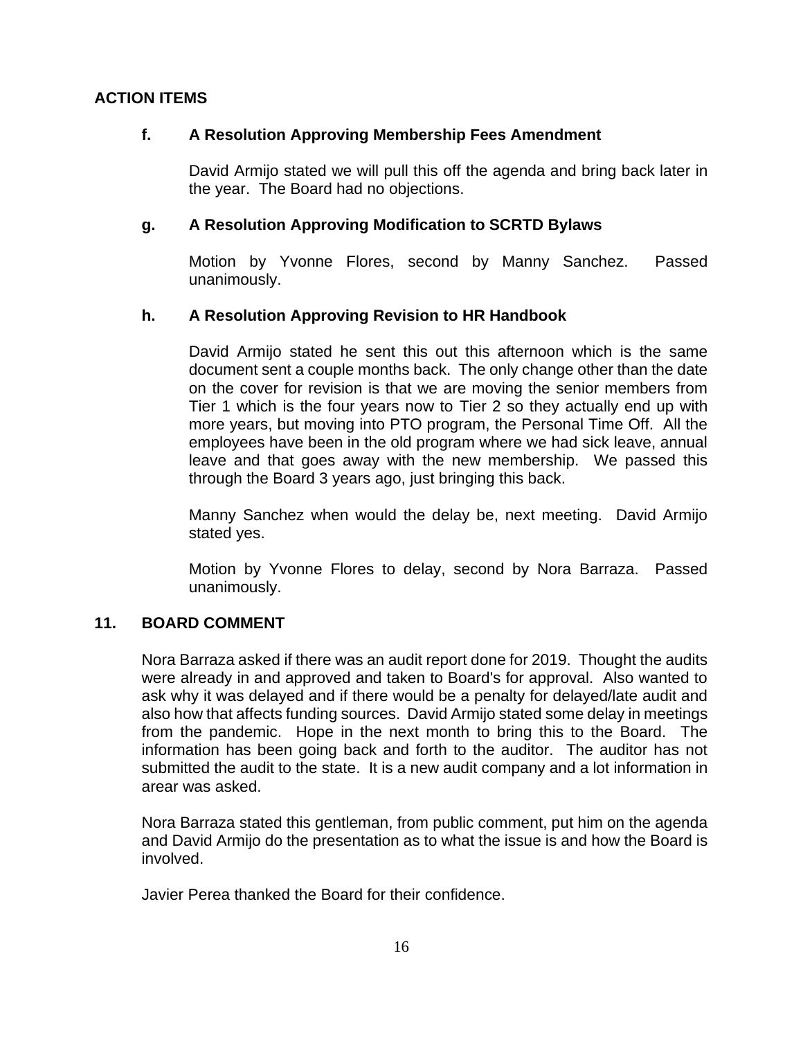## ACTION ITEMS

### f. A Resolution Approving Membership Fees Amendment

David Armijo stated we will pull this off the agenda and bring back later in the year. The Board had no objections.

### g. A Resolution Approving Modification to SCRTD Bylaws

Motion by Yvonne Flores, second by Manny Sanchez. Passed unanimously.

### h. A Resolution Approving Revision to HR Handbook

David Armijo stated he sent this out this afternoon which is the same document sent a couple months back. The only change other than the date on the cover for revision is that we are moving the senior members from Tier 1 which is the four years now to Tier 2 so they actually end up with more years, but moving into PTO program, the Personal Time Off. All the employees have been in the old program where we had sick leave, annual leave and that goes away with the new membership. We passed this through the Board 3 years ago, just bringing this back.

Manny Sanchez when would the delay be, next meeting. David Armijo stated yes.

Motion by Yvonne Flores to delay, second by Nora Barraza. Passed unanimously.

## 11. BOARD COMMENT

Nora Barraza asked if there was an audit report done for 2019. Thought the audits were already in and approved and taken to Board's for approval. Also wanted to ask why it was delayed and if there would be a penalty for delayed/late audit and also how that affects funding sources. David Armijo stated some delay in meetings from the pandemic. Hope in the next month to bring this to the Board. The information has been going back and forth to the auditor. The auditor has not submitted the audit to the state. It is a new audit company and a lot information in arear was asked.

Nora Barraza stated this gentleman, from public comment, put him on the agenda and David Armijo do the presentation as to what the issue is and how the Board is involved.

Javier Perea thanked the Board for their confidence.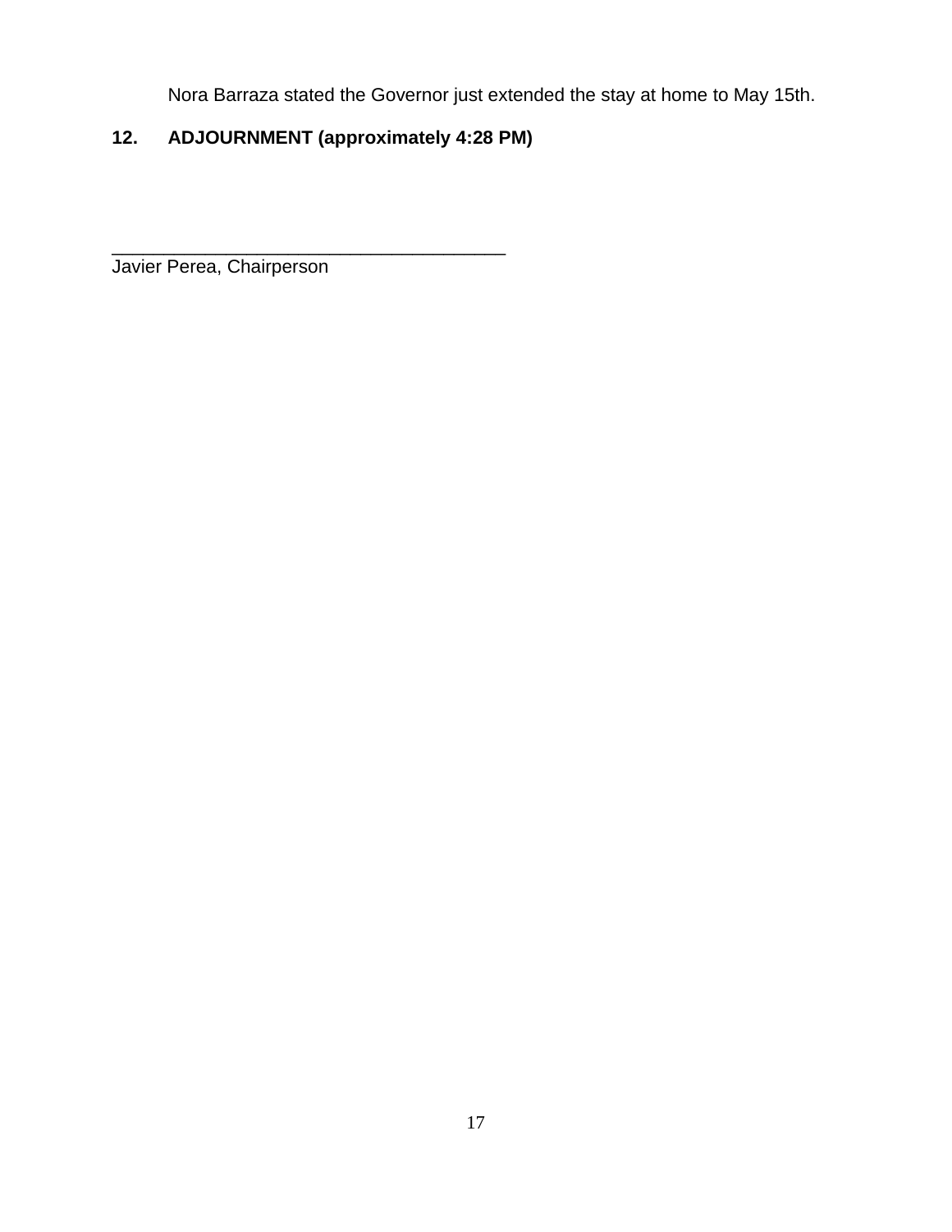Nora Barraza stated the Governor just extended the stay at home to May 15th.

## 12. ADJOURNMENT (approximately 4:28 PM)

_______________________________________
Javier Perea, Chairperson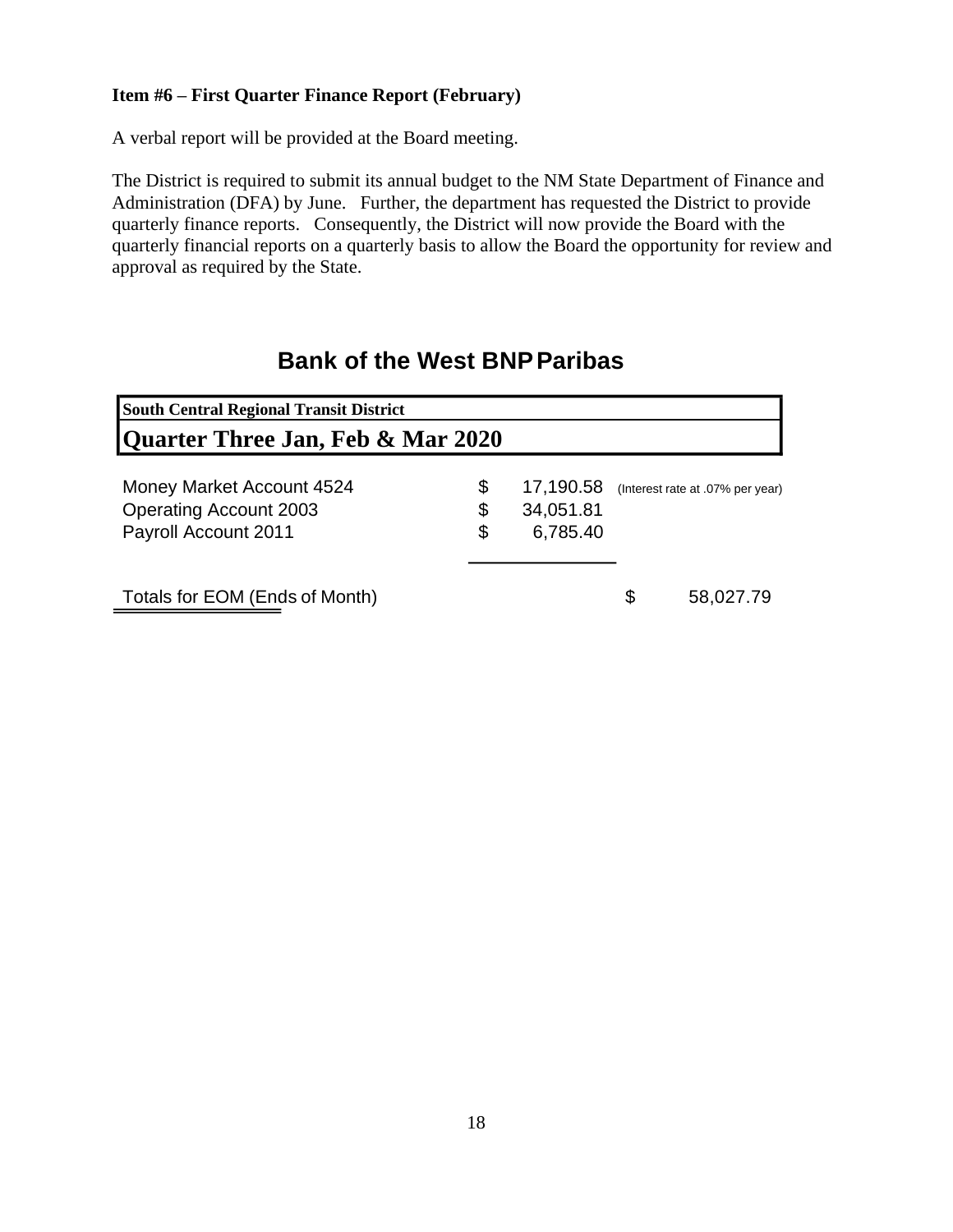**Item #6 – First Quarter Finance Report (February)**

A verbal report will be provided at the Board meeting.

The District is required to submit its annual budget to the NM State Department of Finance and Administration (DFA) by June. Further, the department has requested the District to provide quarterly finance reports. Consequently, the District will now provide the Board with the quarterly financial reports on a quarterly basis to allow the Board the opportunity for review and approval as required by the State.

## Bank of the West BNP Paribas

**South Central Regional Transit District**

**Quarter Three Jan, Feb & Mar 2020**

| Account | | Amount | Notes | | Total |
|---|---|---|---|---|---|
| Money Market Account 4524 | $ | 17,190.58 | (Interest rate at .07% per year) | | |
| Operating Account 2003 | $ | 34,051.81 | | | |
| Payroll Account 2011 | $ | 6,785.40 | | | |
| Totals for EOM (Ends of Month) | | | | $ | 58,027.79 |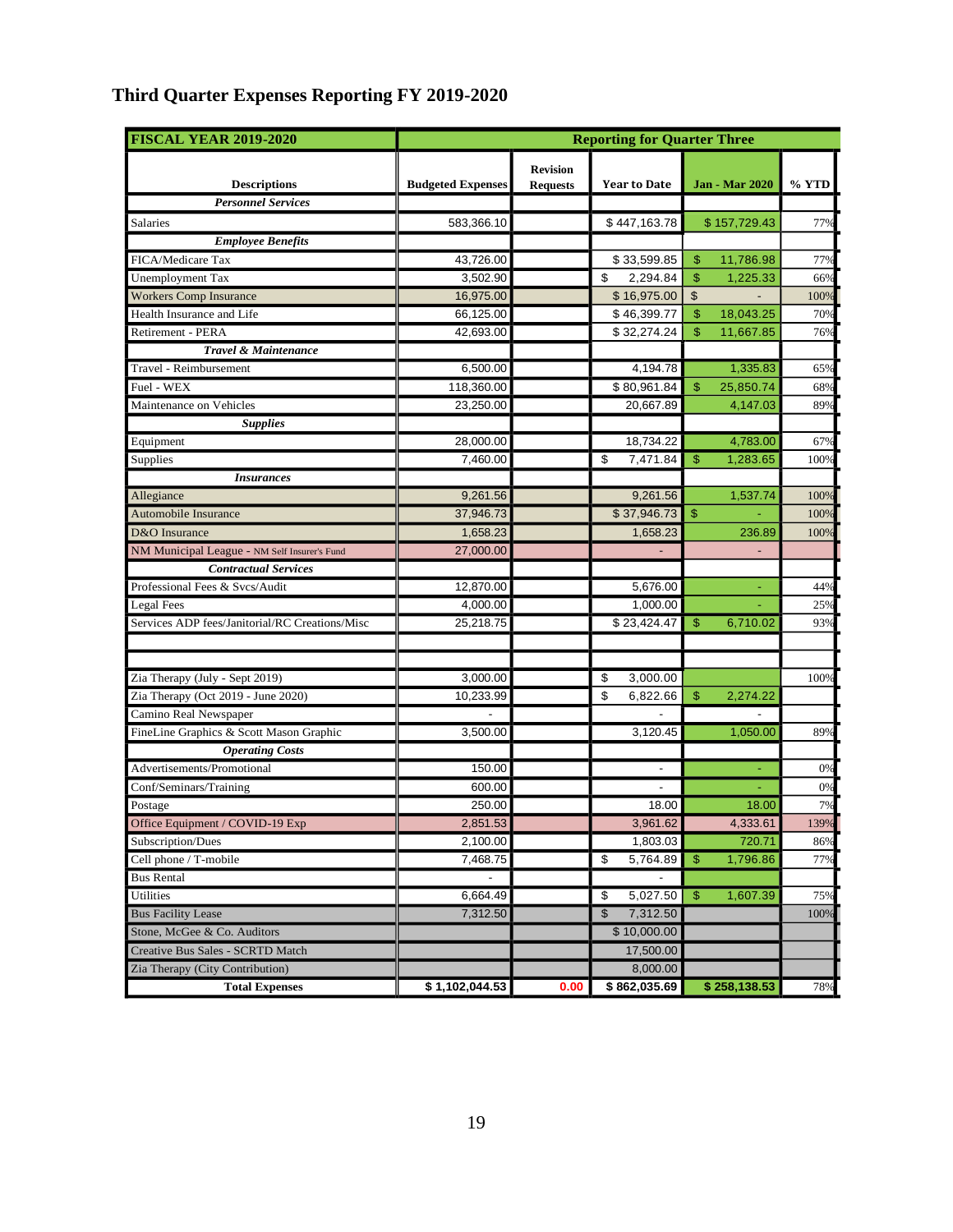## Third Quarter Expenses Reporting FY 2019-2020

| FISCAL YEAR 2019-2020 | Reporting for Quarter Three | | | | |
|---|---|---|---|---|---|
| Descriptions | Budgeted Expenses | Revision Requests | Year to Date | Jan - Mar 2020 | % YTD |
| ***Personnel Services*** | | | | | |
| Salaries | 583,366.10 | | $ 447,163.78 | $ 157,729.43 | 77% |
| ***Employee Benefits*** | | | | | |
| FICA/Medicare Tax | 43,726.00 | | $ 33,599.85 | $ 11,786.98 | 77% |
| Unemployment Tax | 3,502.90 | | $ 2,294.84 | $ 1,225.33 | 66% |
| Workers Comp Insurance | 16,975.00 | | $ 16,975.00 | $ - | 100% |
| Health Insurance and Life | 66,125.00 | | $ 46,399.77 | $ 18,043.25 | 70% |
| Retirement - PERA | 42,693.00 | | $ 32,274.24 | $ 11,667.85 | 76% |
| ***Travel & Maintenance*** | | | | | |
| Travel - Reimbursement | 6,500.00 | | 4,194.78 | 1,335.83 | 65% |
| Fuel - WEX | 118,360.00 | | $ 80,961.84 | $ 25,850.74 | 68% |
| Maintenance on Vehicles | 23,250.00 | | 20,667.89 | 4,147.03 | 89% |
| ***Supplies*** | | | | | |
| Equipment | 28,000.00 | | 18,734.22 | 4,783.00 | 67% |
| Supplies | 7,460.00 | | $ 7,471.84 | $ 1,283.65 | 100% |
| ***Insurances*** | | | | | |
| Allegiance | 9,261.56 | | 9,261.56 | 1,537.74 | 100% |
| Automobile Insurance | 37,946.73 | | $ 37,946.73 | $ - | 100% |
| D&O Insurance | 1,658.23 | | 1,658.23 | 236.89 | 100% |
| NM Municipal League - NM Self Insurer's Fund | 27,000.00 | | - | - | |
| ***Contractual Services*** | | | | | |
| Professional Fees & Svcs/Audit | 12,870.00 | | 5,676.00 | - | 44% |
| Legal Fees | 4,000.00 | | 1,000.00 | - | 25% |
| Services ADP fees/Janitorial/RC Creations/Misc | 25,218.75 | | $ 23,424.47 | $ 6,710.02 | 93% |
| | | | | | |
| | | | | | |
| Zia Therapy (July - Sept 2019) | 3,000.00 | | $ 3,000.00 | | 100% |
| Zia Therapy (Oct 2019 - June 2020) | 10,233.99 | | $ 6,822.66 | $ 2,274.22 | |
| Camino Real Newspaper | - | | - | - | |
| FineLine Graphics & Scott Mason Graphic | 3,500.00 | | 3,120.45 | 1,050.00 | 89% |
| ***Operating Costs*** | | | | | |
| Advertisements/Promotional | 150.00 | | - | - | 0% |
| Conf/Seminars/Training | 600.00 | | - | - | 0% |
| Postage | 250.00 | | 18.00 | 18.00 | 7% |
| Office Equipment / COVID-19 Exp | 2,851.53 | | 3,961.62 | 4,333.61 | 139% |
| Subscription/Dues | 2,100.00 | | 1,803.03 | 720.71 | 86% |
| Cell phone / T-mobile | 7,468.75 | | $ 5,764.89 | $ 1,796.86 | 77% |
| Bus Rental | - | | - | | |
| Utilities | 6,664.49 | | $ 5,027.50 | $ 1,607.39 | 75% |
| Bus Facility Lease | 7,312.50 | | $ 7,312.50 | | 100% |
| Stone, McGee & Co. Auditors | | | $ 10,000.00 | | |
| Creative Bus Sales - SCRTD Match | | | 17,500.00 | | |
| Zia Therapy (City Contribution) | | | 8,000.00 | | |
| **Total Expenses** | **$ 1,102,044.53** | **0.00** | **$ 862,035.69** | **$ 258,138.53** | 78% |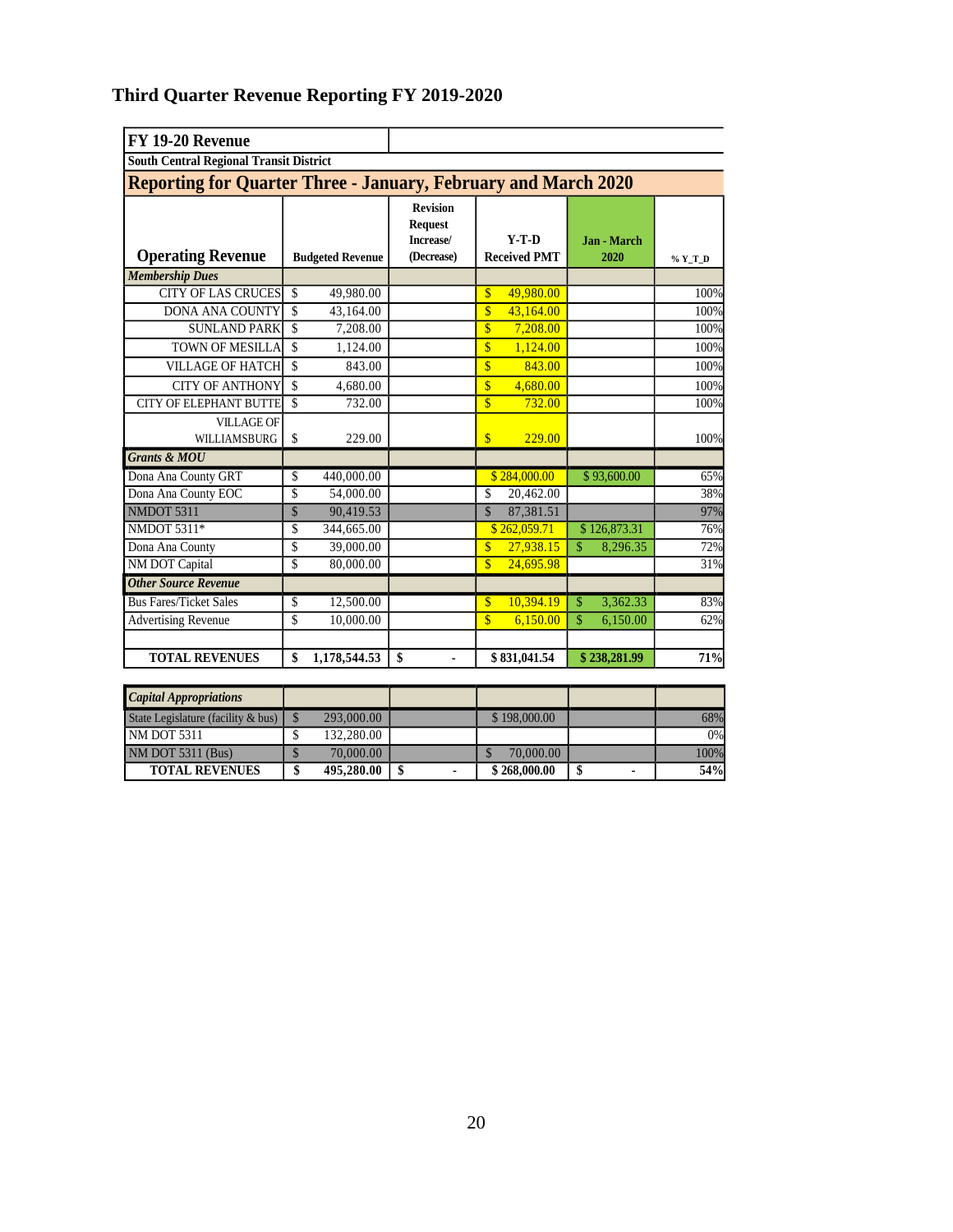## Third Quarter Revenue Reporting FY 2019-2020

| FY 19-20 Revenue | | | | | |
|---|---|---|---|---|---|
| South Central Regional Transit District | | | | | |
| Reporting for Quarter Three - January, February and March 2020 | | | | | |
| **Operating Revenue** | **Budgeted Revenue** | **Revision Request Increase/ (Decrease)** | **Y-T-D Received PMT** | **Jan - March 2020** | **% Y_T_D** |
| ***Membership Dues*** | | | | | |
| CITY OF LAS CRUCES | $ 49,980.00 | | $ 49,980.00 | | 100% |
| DONA ANA COUNTY | $ 43,164.00 | | $ 43,164.00 | | 100% |
| SUNLAND PARK | $ 7,208.00 | | $ 7,208.00 | | 100% |
| TOWN OF MESILLA | $ 1,124.00 | | $ 1,124.00 | | 100% |
| VILLAGE OF HATCH | $ 843.00 | | $ 843.00 | | 100% |
| CITY OF ANTHONY | $ 4,680.00 | | $ 4,680.00 | | 100% |
| CITY OF ELEPHANT BUTTE | $ 732.00 | | $ 732.00 | | 100% |
| VILLAGE OF WILLIAMSBURG | $ 229.00 | | $ 229.00 | | 100% |
| ***Grants & MOU*** | | | | | |
| Dona Ana County GRT | $ 440,000.00 | | $ 284,000.00 | $ 93,600.00 | 65% |
| Dona Ana County EOC | $ 54,000.00 | | $ 20,462.00 | | 38% |
| NMDOT 5311 | $ 90,419.53 | | $ 87,381.51 | | 97% |
| NMDOT 5311* | $ 344,665.00 | | $ 262,059.71 | $ 126,873.31 | 76% |
| Dona Ana County | $ 39,000.00 | | $ 27,938.15 | $ 8,296.35 | 72% |
| NM DOT Capital | $ 80,000.00 | | $ 24,695.98 | | 31% |
| ***Other Source Revenue*** | | | | | |
| Bus Fares/Ticket Sales | $ 12,500.00 | | $ 10,394.19 | $ 3,362.33 | 83% |
| Advertising Revenue | $ 10,000.00 | | $ 6,150.00 | $ 6,150.00 | 62% |
| | | | | | |
| **TOTAL REVENUES** | **$ 1,178,544.53** | **$ -** | **$ 831,041.54** | **$ 238,281.99** | **71%** |

| ***Capital Appropriations*** | | | | | |
|---|---|---|---|---|---|
| State Legislature (facility & bus) | $ 293,000.00 | | $ 198,000.00 | | 68% |
| NM DOT 5311 | $ 132,280.00 | | | | 0% |
| NM DOT 5311 (Bus) | $ 70,000.00 | | $ 70,000.00 | | 100% |
| **TOTAL REVENUES** | **$ 495,280.00** | **$ -** | **$ 268,000.00** | **$ -** | **54%** |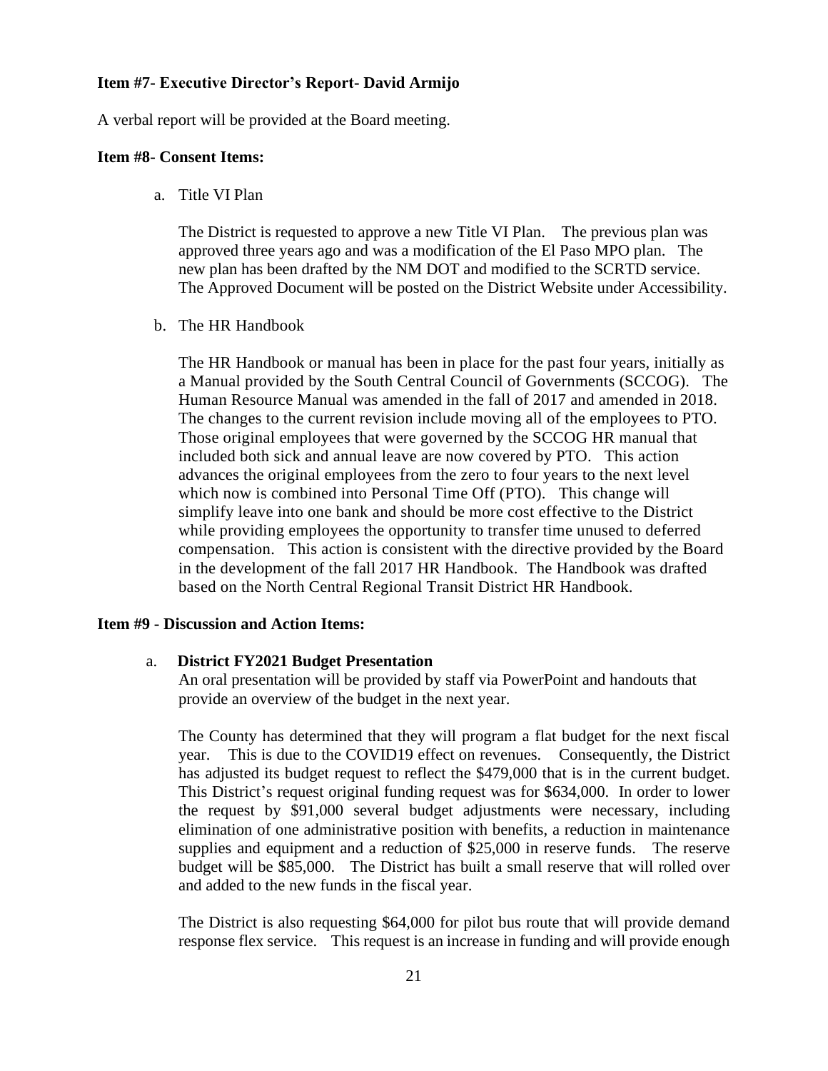**Item #7- Executive Director's Report- David Armijo**

A verbal report will be provided at the Board meeting.

**Item #8- Consent Items:**

a. Title VI Plan

   The District is requested to approve a new Title VI Plan. The previous plan was approved three years ago and was a modification of the El Paso MPO plan. The new plan has been drafted by the NM DOT and modified to the SCRTD service. The Approved Document will be posted on the District Website under Accessibility.

b. The HR Handbook

   The HR Handbook or manual has been in place for the past four years, initially as a Manual provided by the South Central Council of Governments (SCCOG). The Human Resource Manual was amended in the fall of 2017 and amended in 2018. The changes to the current revision include moving all of the employees to PTO. Those original employees that were governed by the SCCOG HR manual that included both sick and annual leave are now covered by PTO. This action advances the original employees from the zero to four years to the next level which now is combined into Personal Time Off (PTO). This change will simplify leave into one bank and should be more cost effective to the District while providing employees the opportunity to transfer time unused to deferred compensation. This action is consistent with the directive provided by the Board in the development of the fall 2017 HR Handbook. The Handbook was drafted based on the North Central Regional Transit District HR Handbook.

**Item #9 - Discussion and Action Items:**

a. **District FY2021 Budget Presentation**
   An oral presentation will be provided by staff via PowerPoint and handouts that provide an overview of the budget in the next year.

   The County has determined that they will program a flat budget for the next fiscal year. This is due to the COVID19 effect on revenues. Consequently, the District has adjusted its budget request to reflect the $479,000 that is in the current budget. This District's request original funding request was for $634,000. In order to lower the request by $91,000 several budget adjustments were necessary, including elimination of one administrative position with benefits, a reduction in maintenance supplies and equipment and a reduction of $25,000 in reserve funds. The reserve budget will be $85,000. The District has built a small reserve that will rolled over and added to the new funds in the fiscal year.

   The District is also requesting $64,000 for pilot bus route that will provide demand response flex service. This request is an increase in funding and will provide enough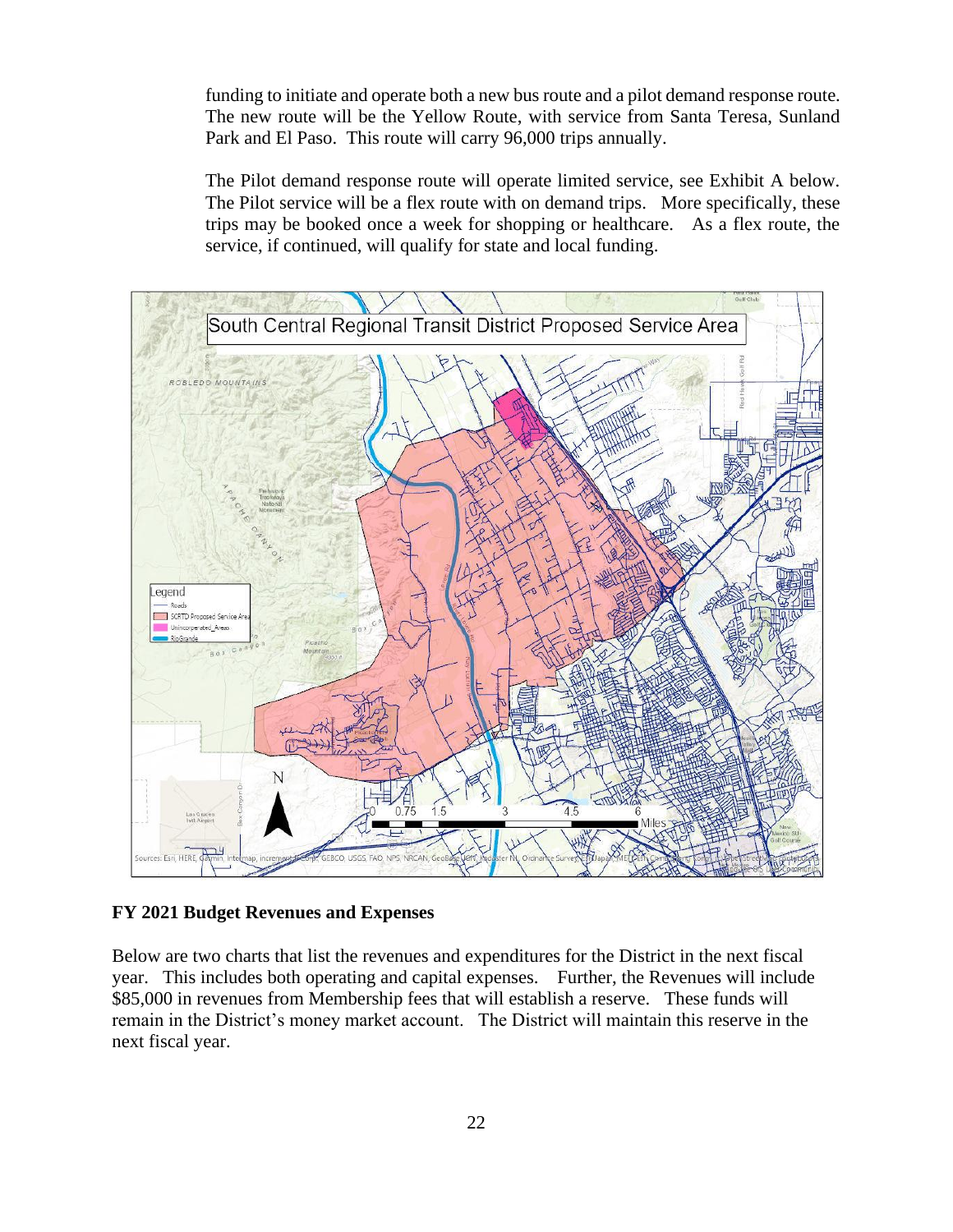funding to initiate and operate both a new bus route and a pilot demand response route. The new route will be the Yellow Route, with service from Santa Teresa, Sunland Park and El Paso. This route will carry 96,000 trips annually.

The Pilot demand response route will operate limited service, see Exhibit A below. The Pilot service will be a flex route with on demand trips. More specifically, these trips may be booked once a week for shopping or healthcare. As a flex route, the service, if continued, will qualify for state and local funding.

**FY 2021 Budget Revenues and Expenses**

Below are two charts that list the revenues and expenditures for the District in the next fiscal year. This includes both operating and capital expenses. Further, the Revenues will include $85,000 in revenues from Membership fees that will establish a reserve. These funds will remain in the District's money market account. The District will maintain this reserve in the next fiscal year.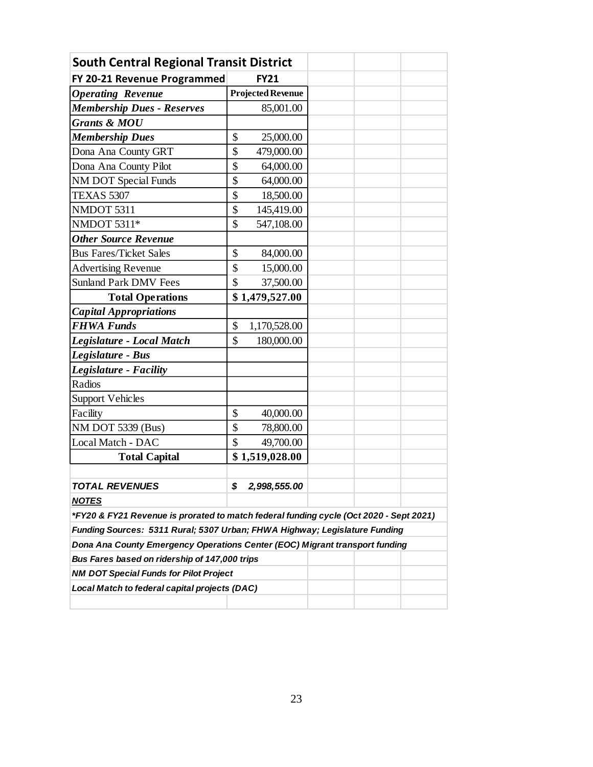| South Central Regional Transit District | |
|---|---|
| **FY 20-21 Revenue Programmed** | **FY21** |
| ***Operating Revenue*** | **Projected Revenue** |
| ***Membership Dues - Reserves*** | 85,001.00 |
| ***Grants & MOU*** | |
| ***Membership Dues*** | $ 25,000.00 |
| Dona Ana County GRT | $ 479,000.00 |
| Dona Ana County Pilot | $ 64,000.00 |
| NM DOT Special Funds | $ 64,000.00 |
| TEXAS 5307 | $ 18,500.00 |
| NMDOT 5311 | $ 145,419.00 |
| NMDOT 5311* | $ 547,108.00 |
| ***Other Source Revenue*** | |
| Bus Fares/Ticket Sales | $ 84,000.00 |
| Advertising Revenue | $ 15,000.00 |
| Sunland Park DMV Fees | $ 37,500.00 |
| **Total Operations** | **$ 1,479,527.00** |
| ***Capital Appropriations*** | |
| ***FHWA Funds*** | $ 1,170,528.00 |
| ***Legislature - Local Match*** | $ 180,000.00 |
| ***Legislature - Bus*** | |
| ***Legislature - Facility*** | |
| Radios | |
| Support Vehicles | |
| Facility | $ 40,000.00 |
| NM DOT 5339 (Bus) | $ 78,800.00 |
| Local Match - DAC | $ 49,700.00 |
| **Total Capital** | **$ 1,519,028.00** |
| | |
| ***TOTAL REVENUES*** | ***$ 2,998,555.00*** |

***NOTES***

****FY20 & FY21 Revenue is prorated to match federal funding cycle (Oct 2020 - Sept 2021)***

***Funding Sources: 5311 Rural; 5307 Urban; FHWA Highway; Legislature Funding***

***Dona Ana County Emergency Operations Center (EOC) Migrant transport funding***

***Bus Fares based on ridership of 147,000 trips***

***NM DOT Special Funds for Pilot Project***

***Local Match to federal capital projects (DAC)***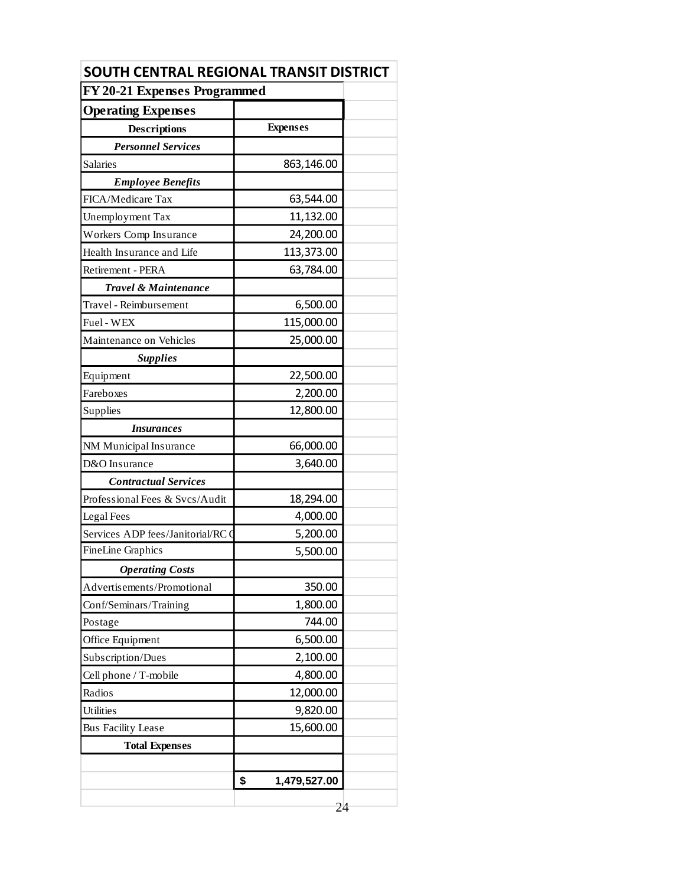| SOUTH CENTRAL REGIONAL TRANSIT DISTRICT | |
|---|---|
| **FY 20-21 Expenses Programmed** | |
| **Operating Expenses** | |
| **Descriptions** | **Expenses** |
| ***Personnel Services*** | |
| Salaries | 863,146.00 |
| ***Employee Benefits*** | |
| FICA/Medicare Tax | 63,544.00 |
| Unemployment Tax | 11,132.00 |
| Workers Comp Insurance | 24,200.00 |
| Health Insurance and Life | 113,373.00 |
| Retirement - PERA | 63,784.00 |
| ***Travel & Maintenance*** | |
| Travel - Reimbursement | 6,500.00 |
| Fuel - WEX | 115,000.00 |
| Maintenance on Vehicles | 25,000.00 |
| ***Supplies*** | |
| Equipment | 22,500.00 |
| Fareboxes | 2,200.00 |
| Supplies | 12,800.00 |
| ***Insurances*** | |
| NM Municipal Insurance | 66,000.00 |
| D&O Insurance | 3,640.00 |
| ***Contractual Services*** | |
| Professional Fees & Svcs/Audit | 18,294.00 |
| Legal Fees | 4,000.00 |
| Services ADP fees/Janitorial/RC C | 5,200.00 |
| FineLine Graphics | 5,500.00 |
| ***Operating Costs*** | |
| Advertisements/Promotional | 350.00 |
| Conf/Seminars/Training | 1,800.00 |
| Postage | 744.00 |
| Office Equipment | 6,500.00 |
| Subscription/Dues | 2,100.00 |
| Cell phone / T-mobile | 4,800.00 |
| Radios | 12,000.00 |
| Utilities | 9,820.00 |
| Bus Facility Lease | 15,600.00 |
| **Total Expenses** | |
| | |
| | **$ 1,479,527.00** |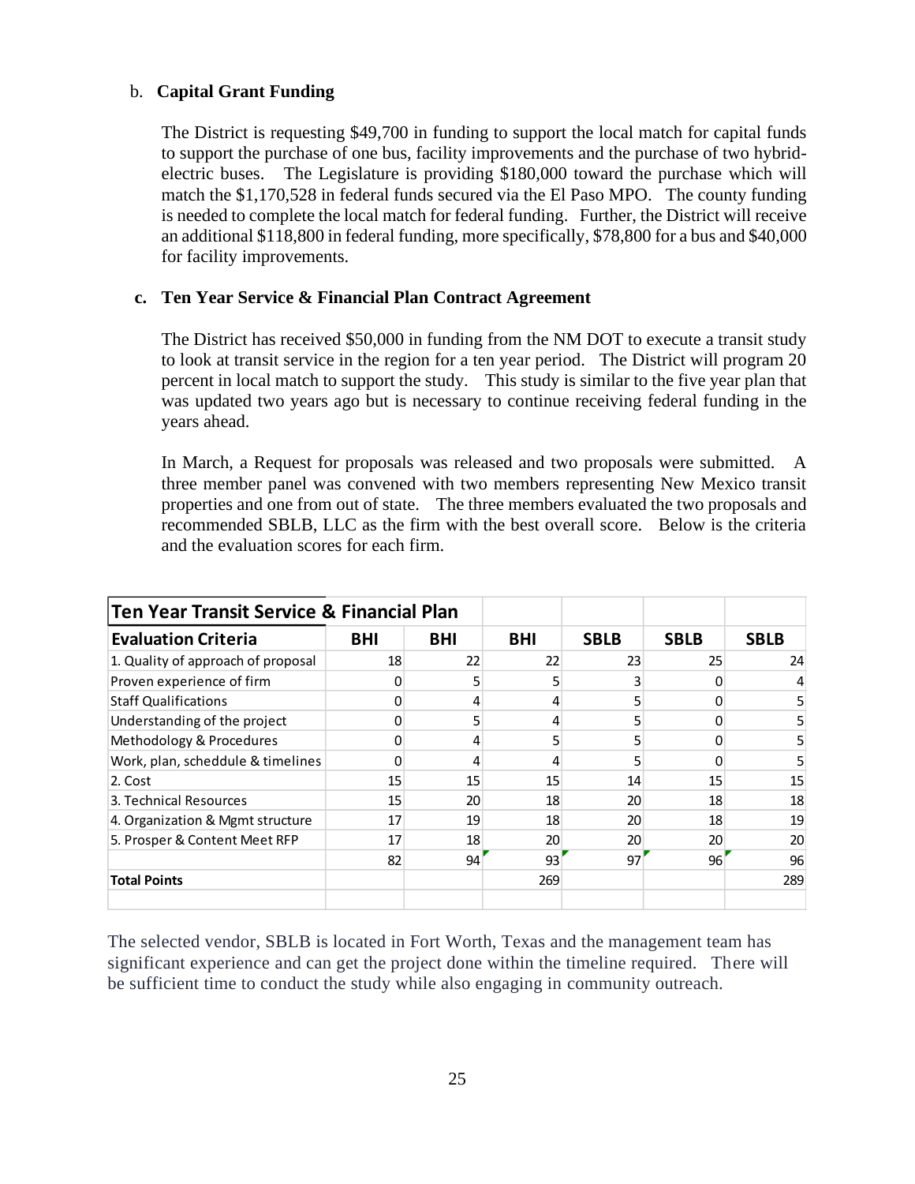b. **Capital Grant Funding**

The District is requesting $49,700 in funding to support the local match for capital funds to support the purchase of one bus, facility improvements and the purchase of two hybrid-electric buses. The Legislature is providing $180,000 toward the purchase which will match the $1,170,528 in federal funds secured via the El Paso MPO. The county funding is needed to complete the local match for federal funding. Further, the District will receive an additional $118,800 in federal funding, more specifically, $78,800 for a bus and $40,000 for facility improvements.

**c. Ten Year Service & Financial Plan Contract Agreement**

The District has received $50,000 in funding from the NM DOT to execute a transit study to look at transit service in the region for a ten year period. The District will program 20 percent in local match to support the study. This study is similar to the five year plan that was updated two years ago but is necessary to continue receiving federal funding in the years ahead.

In March, a Request for proposals was released and two proposals were submitted. A three member panel was convened with two members representing New Mexico transit properties and one from out of state. The three members evaluated the two proposals and recommended SBLB, LLC as the firm with the best overall score. Below is the criteria and the evaluation scores for each firm.

| **Ten Year Transit Service & Financial Plan** | | | | | | |
|---|---|---|---|---|---|---|
| **Evaluation Criteria** | **BHI** | **BHI** | **BHI** | **SBLB** | **SBLB** | **SBLB** |
| 1. Quality of approach of proposal | 18 | 22 | 22 | 23 | 25 | 24 |
| Proven experience of firm | 0 | 5 | 5 | 3 | 0 | 4 |
| Staff Qualifications | 0 | 4 | 4 | 5 | 0 | 5 |
| Understanding of the project | 0 | 5 | 4 | 5 | 0 | 5 |
| Methodology & Procedures | 0 | 4 | 5 | 5 | 0 | 5 |
| Work, plan, scheddule & timelines | 0 | 4 | 4 | 5 | 0 | 5 |
| 2. Cost | 15 | 15 | 15 | 14 | 15 | 15 |
| 3. Technical Resources | 15 | 20 | 18 | 20 | 18 | 18 |
| 4. Organization & Mgmt structure | 17 | 19 | 18 | 20 | 18 | 19 |
| 5. Prosper & Content Meet RFP | 17 | 18 | 20 | 20 | 20 | 20 |
| | 82 | 94 | 93 | 97 | 96 | 96 |
| **Total Points** | | | 269 | | | 289 |

The selected vendor, SBLB is located in Fort Worth, Texas and the management team has significant experience and can get the project done within the timeline required. There will be sufficient time to conduct the study while also engaging in community outreach.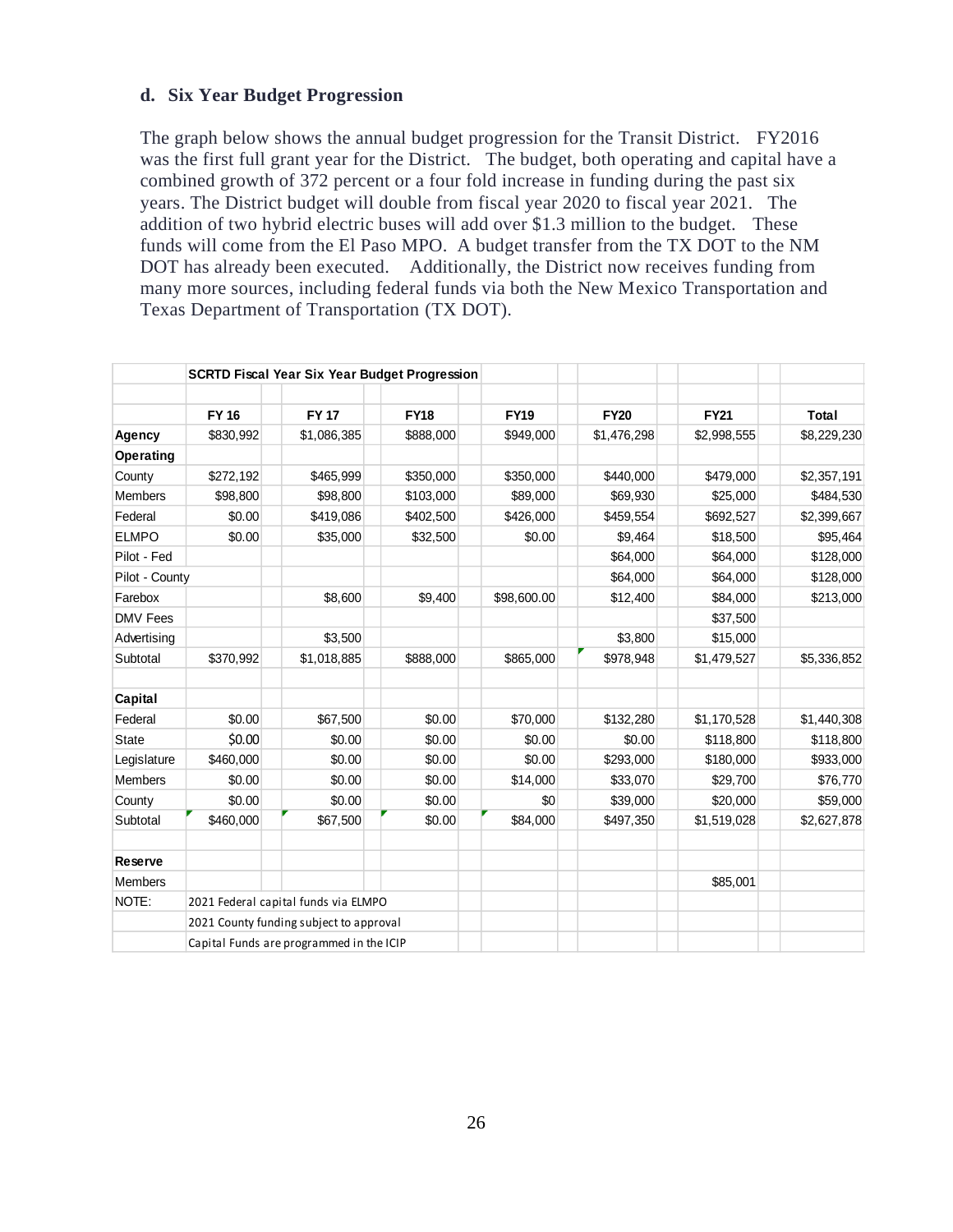### d. Six Year Budget Progression

The graph below shows the annual budget progression for the Transit District. FY2016 was the first full grant year for the District. The budget, both operating and capital have a combined growth of 372 percent or a four fold increase in funding during the past six years. The District budget will double from fiscal year 2020 to fiscal year 2021. The addition of two hybrid electric buses will add over $1.3 million to the budget. These funds will come from the El Paso MPO. A budget transfer from the TX DOT to the NM DOT has already been executed. Additionally, the District now receives funding from many more sources, including federal funds via both the New Mexico Transportation and Texas Department of Transportation (TX DOT).

| | SCRTD Fiscal Year Six Year Budget Progression | | | | | | |
|---|---|---|---|---|---|---|---|
| | **FY 16** | **FY 17** | **FY18** | **FY19** | **FY20** | **FY21** | **Total** |
| **Agency** | $830,992 | $1,086,385 | $888,000 | $949,000 | $1,476,298 | $2,998,555 | $8,229,230 |
| **Operating** | | | | | | | |
| County | $272,192 | $465,999 | $350,000 | $350,000 | $440,000 | $479,000 | $2,357,191 |
| Members | $98,800 | $98,800 | $103,000 | $89,000 | $69,930 | $25,000 | $484,530 |
| Federal | $0.00 | $419,086 | $402,500 | $426,000 | $459,554 | $692,527 | $2,399,667 |
| ELMPO | $0.00 | $35,000 | $32,500 | $0.00 | $9,464 | $18,500 | $95,464 |
| Pilot - Fed | | | | | $64,000 | $64,000 | $128,000 |
| Pilot - County | | | | | $64,000 | $64,000 | $128,000 |
| Farebox | | $8,600 | $9,400 | $98,600.00 | $12,400 | $84,000 | $213,000 |
| DMV Fees | | | | | | $37,500 | |
| Advertising | | $3,500 | | | $3,800 | $15,000 | |
| Subtotal | $370,992 | $1,018,885 | $888,000 | $865,000 | $978,948 | $1,479,527 | $5,336,852 |
| | | | | | | | |
| **Capital** | | | | | | | |
| Federal | $0.00 | $67,500 | $0.00 | $70,000 | $132,280 | $1,170,528 | $1,440,308 |
| State | $0.00 | $0.00 | $0.00 | $0.00 | $0.00 | $118,800 | $118,800 |
| Legislature | $460,000 | $0.00 | $0.00 | $0.00 | $293,000 | $180,000 | $933,000 |
| Members | $0.00 | $0.00 | $0.00 | $14,000 | $33,070 | $29,700 | $76,770 |
| County | $0.00 | $0.00 | $0.00 | $0 | $39,000 | $20,000 | $59,000 |
| Subtotal | $460,000 | $67,500 | $0.00 | $84,000 | $497,350 | $1,519,028 | $2,627,878 |
| | | | | | | | |
| **Reserve** | | | | | | | |
| Members | | | | | | $85,001 | |
| NOTE: | 2021 Federal capital funds via ELMPO | | | | | | |
| | 2021 County funding subject to approval | | | | | | |
| | Capital Funds are programmed in the ICIP | | | | | | |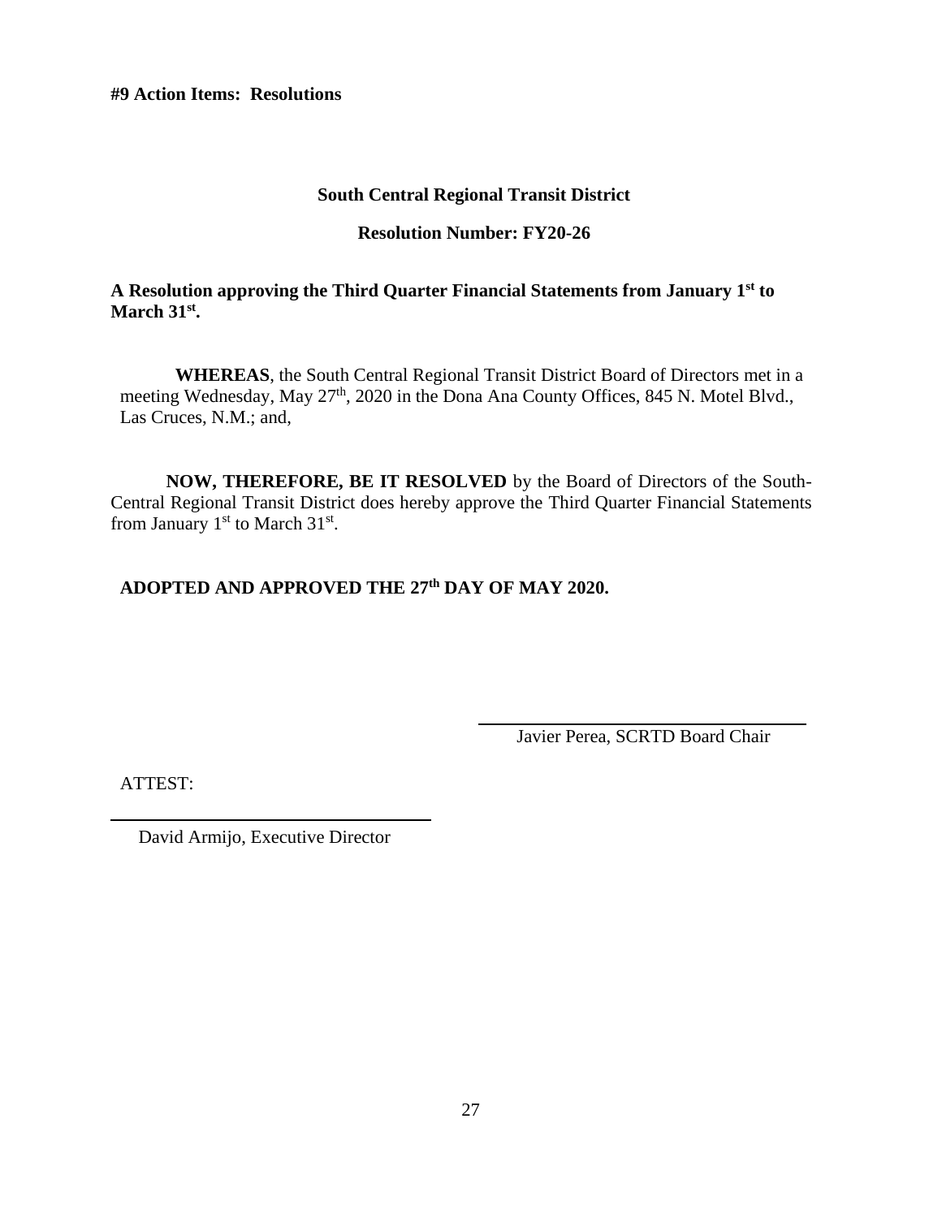**#9 Action Items: Resolutions**

**South Central Regional Transit District**

**Resolution Number: FY20-26**

**A Resolution approving the Third Quarter Financial Statements from January 1st to March 31st.**

**WHEREAS**, the South Central Regional Transit District Board of Directors met in a meeting Wednesday, May 27th, 2020 in the Dona Ana County Offices, 845 N. Motel Blvd., Las Cruces, N.M.; and,

**NOW, THEREFORE, BE IT RESOLVED** by the Board of Directors of the South-Central Regional Transit District does hereby approve the Third Quarter Financial Statements from January 1st to March 31st.

**ADOPTED AND APPROVED THE 27th DAY OF MAY 2020.**

\_\_\_\_\_\_\_\_\_\_\_\_\_\_\_\_\_\_\_\_\_\_\_\_\_\_\_\_\_\_\_\_\_\_\_\_

Javier Perea, SCRTD Board Chair

ATTEST:

\_\_\_\_\_\_\_\_\_\_\_\_\_\_\_\_\_\_\_\_\_\_\_\_\_\_\_\_\_\_\_\_\_\_\_\_

David Armijo, Executive Director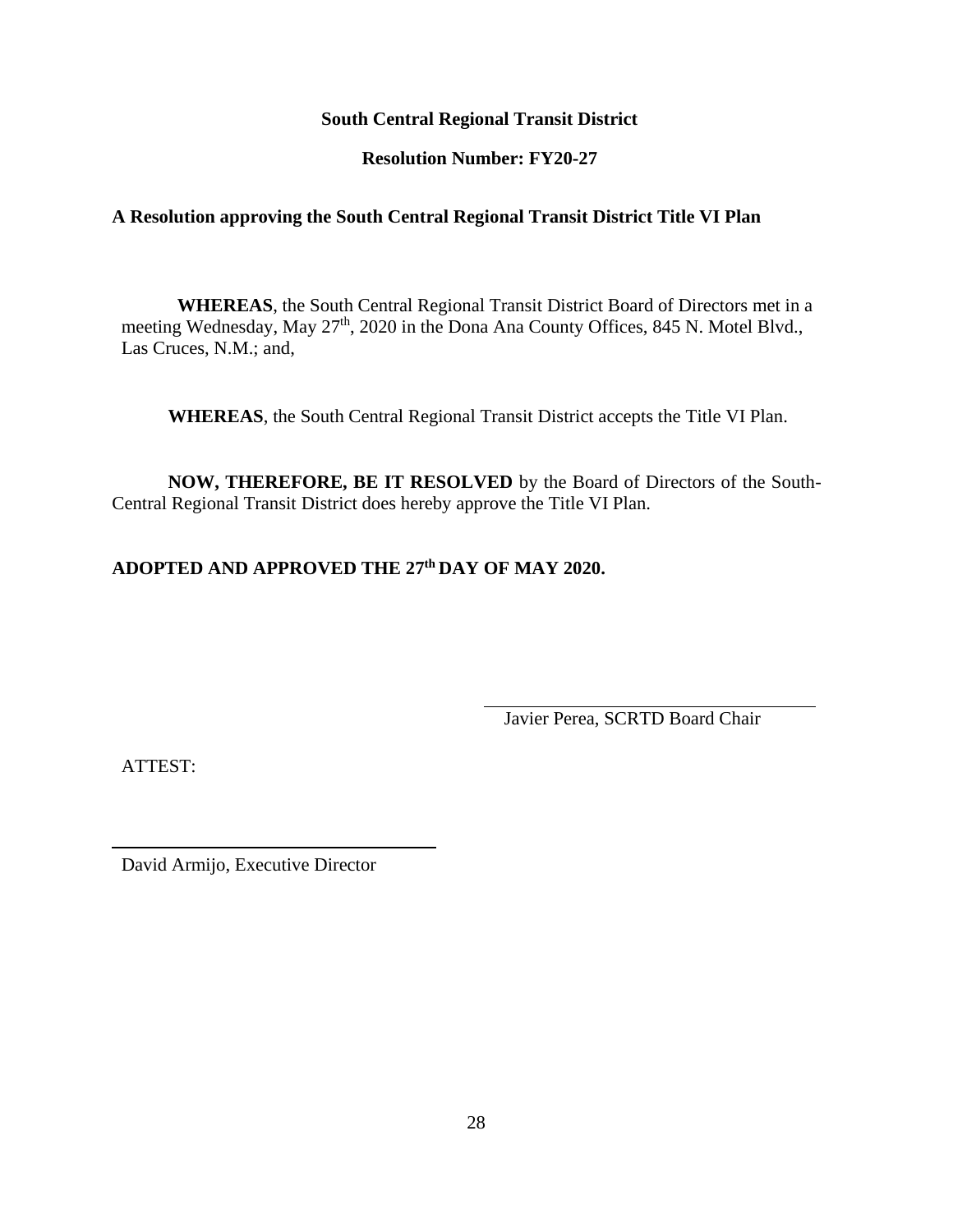**South Central Regional Transit District**

**Resolution Number: FY20-27**

**A Resolution approving the South Central Regional Transit District Title VI Plan**

**WHEREAS**, the South Central Regional Transit District Board of Directors met in a meeting Wednesday, May 27th, 2020 in the Dona Ana County Offices, 845 N. Motel Blvd., Las Cruces, N.M.; and,

**WHEREAS**, the South Central Regional Transit District accepts the Title VI Plan.

**NOW, THEREFORE, BE IT RESOLVED** by the Board of Directors of the South-Central Regional Transit District does hereby approve the Title VI Plan.

**ADOPTED AND APPROVED THE 27th DAY OF MAY 2020.**

\_\_\_\_\_\_\_\_\_\_\_\_\_\_\_\_\_\_\_\_\_\_\_\_\_\_\_\_\_\_\_\_\_\_\_\_

Javier Perea, SCRTD Board Chair

ATTEST:

\_\_\_\_\_\_\_\_\_\_\_\_\_\_\_\_\_\_\_\_\_\_\_\_\_\_\_\_\_\_\_\_\_\_\_\_

David Armijo, Executive Director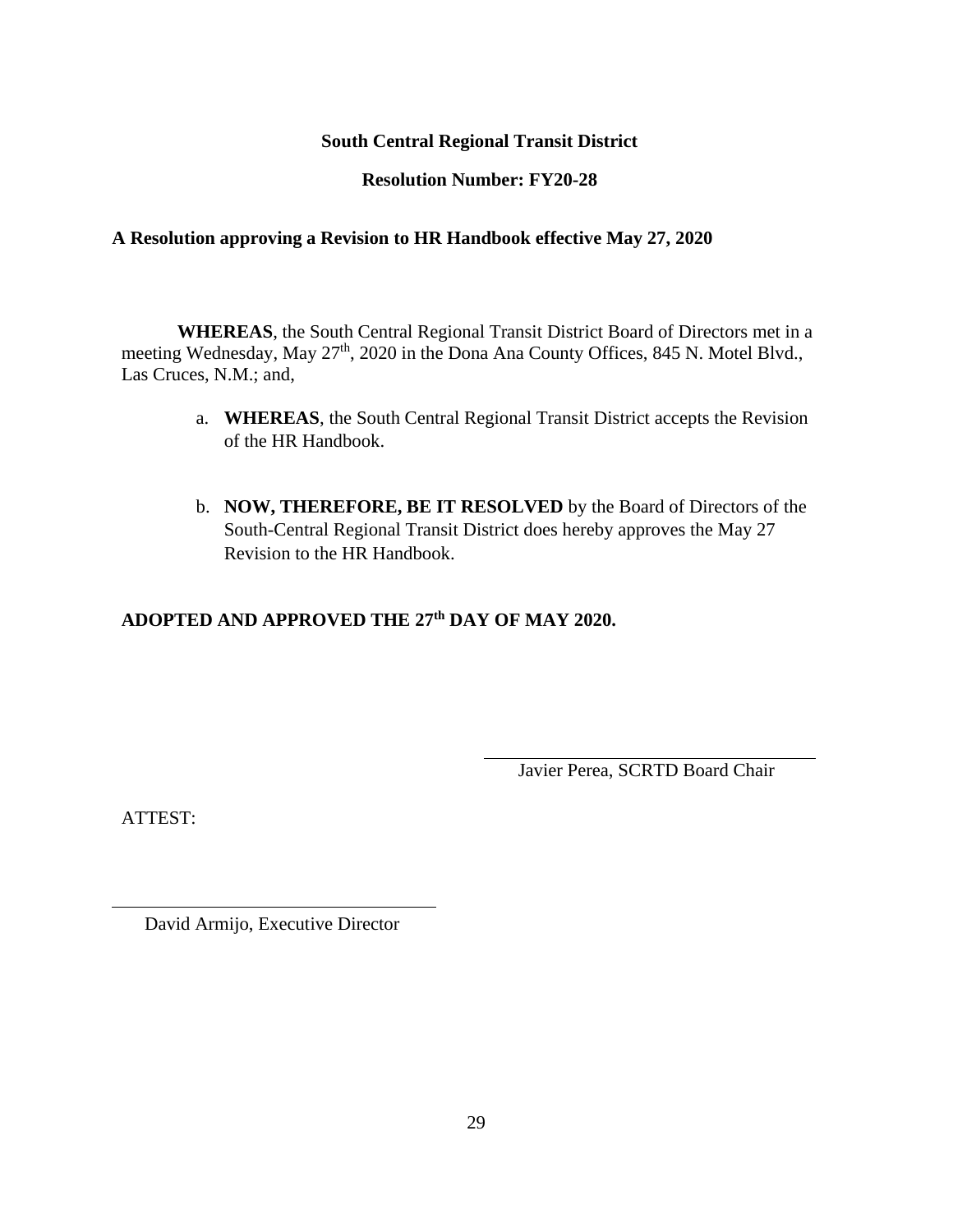**South Central Regional Transit District**

**Resolution Number: FY20-28**

**A Resolution approving a Revision to HR Handbook effective May 27, 2020**

**WHEREAS**, the South Central Regional Transit District Board of Directors met in a meeting Wednesday, May 27th, 2020 in the Dona Ana County Offices, 845 N. Motel Blvd., Las Cruces, N.M.; and,

a. **WHEREAS**, the South Central Regional Transit District accepts the Revision of the HR Handbook.

b. **NOW, THEREFORE, BE IT RESOLVED** by the Board of Directors of the South-Central Regional Transit District does hereby approves the May 27 Revision to the HR Handbook.

**ADOPTED AND APPROVED THE 27th DAY OF MAY 2020.**

\_\_\_\_\_\_\_\_\_\_\_\_\_\_\_\_\_\_\_\_\_\_\_\_\_\_\_\_\_\_\_\_

Javier Perea, SCRTD Board Chair

ATTEST:

\_\_\_\_\_\_\_\_\_\_\_\_\_\_\_\_\_\_\_\_\_\_\_\_\_\_\_\_\_\_\_\_

David Armijo, Executive Director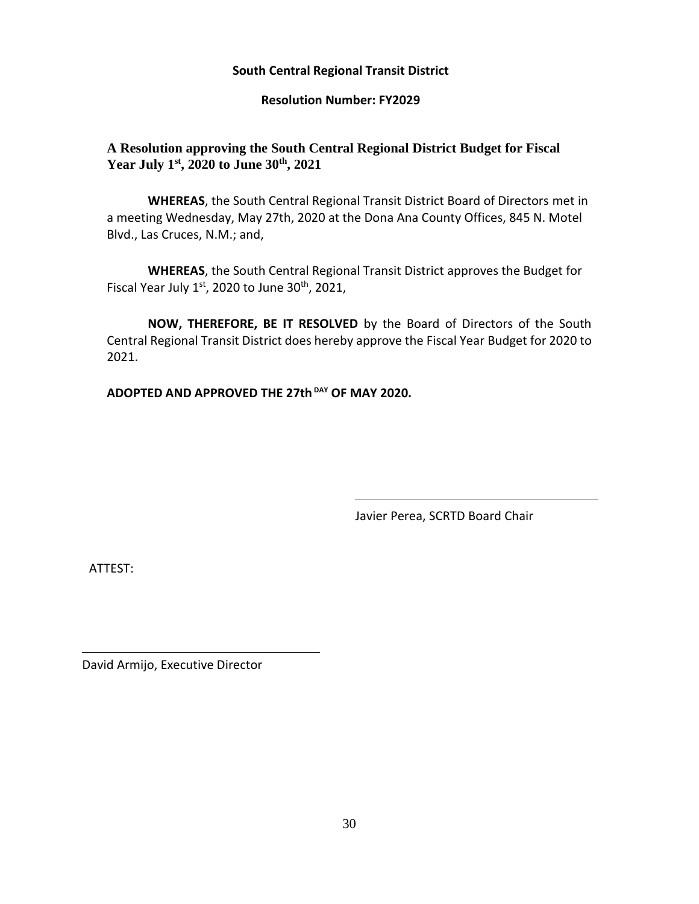**South Central Regional Transit District**

**Resolution Number: FY2029**

**A Resolution approving the South Central Regional District Budget for Fiscal Year July 1st, 2020 to June 30th, 2021**

**WHEREAS**, the South Central Regional Transit District Board of Directors met in a meeting Wednesday, May 27th, 2020 at the Dona Ana County Offices, 845 N. Motel Blvd., Las Cruces, N.M.; and,

**WHEREAS**, the South Central Regional Transit District approves the Budget for Fiscal Year July 1st, 2020 to June 30th, 2021,

**NOW, THEREFORE, BE IT RESOLVED** by the Board of Directors of the South Central Regional Transit District does hereby approve the Fiscal Year Budget for 2020 to 2021.

**ADOPTED AND APPROVED THE 27th DAY OF MAY 2020.**

\_\_\_\_\_\_\_\_\_\_\_\_\_\_\_\_\_\_\_\_\_\_\_\_\_\_\_\_\_\_\_\_\_\_\_\_

Javier Perea, SCRTD Board Chair

ATTEST:

\_\_\_\_\_\_\_\_\_\_\_\_\_\_\_\_\_\_\_\_\_\_\_\_\_\_\_\_\_\_\_\_\_\_\_\_

David Armijo, Executive Director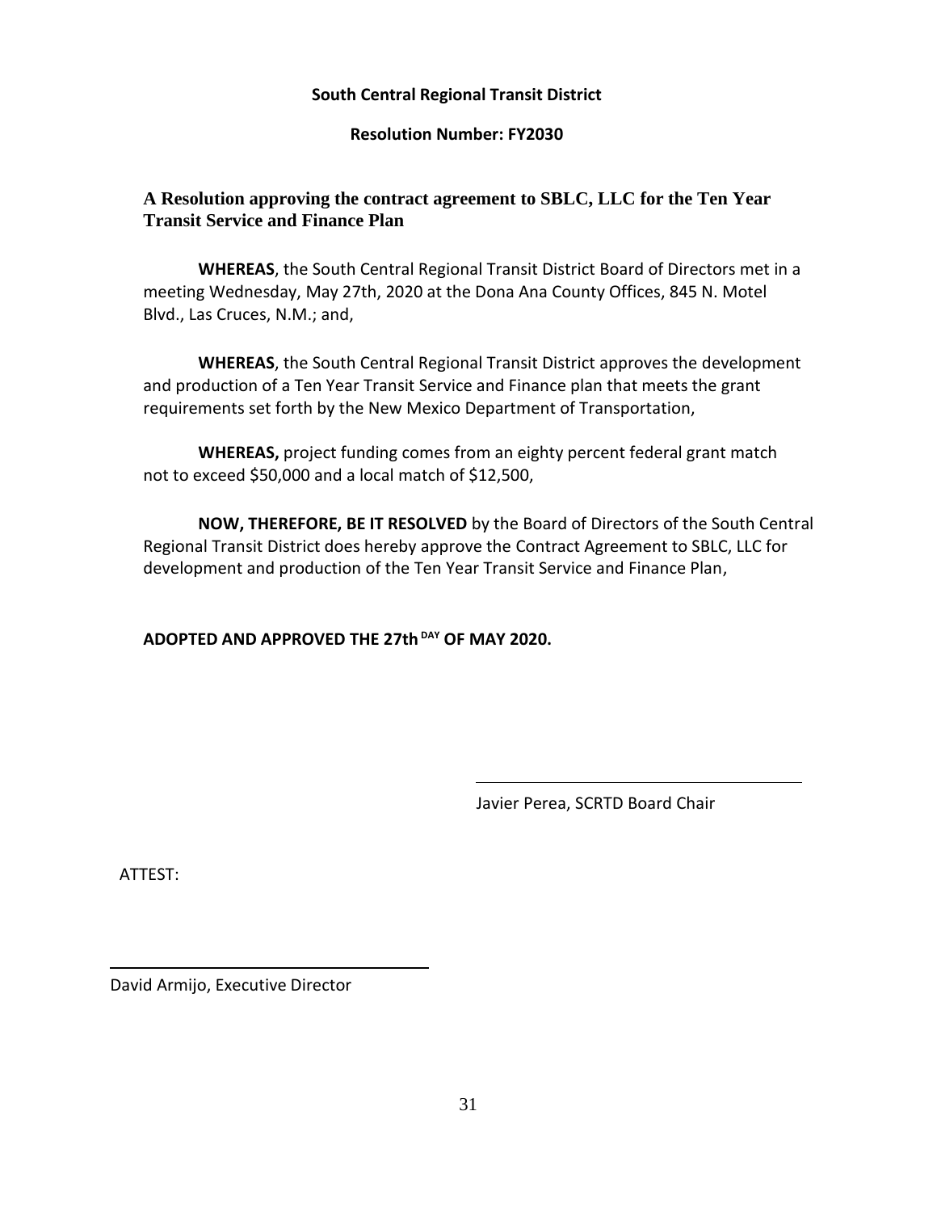**South Central Regional Transit District**

**Resolution Number: FY2030**

## A Resolution approving the contract agreement to SBLC, LLC for the Ten Year Transit Service and Finance Plan

**WHEREAS**, the South Central Regional Transit District Board of Directors met in a meeting Wednesday, May 27th, 2020 at the Dona Ana County Offices, 845 N. Motel Blvd., Las Cruces, N.M.; and,

**WHEREAS**, the South Central Regional Transit District approves the development and production of a Ten Year Transit Service and Finance plan that meets the grant requirements set forth by the New Mexico Department of Transportation,

**WHEREAS,** project funding comes from an eighty percent federal grant match not to exceed $50,000 and a local match of $12,500,

**NOW, THEREFORE, BE IT RESOLVED** by the Board of Directors of the South Central Regional Transit District does hereby approve the Contract Agreement to SBLC, LLC for development and production of the Ten Year Transit Service and Finance Plan,

**ADOPTED AND APPROVED THE 27th DAY OF MAY 2020.**

Javier Perea, SCRTD Board Chair

ATTEST:

David Armijo, Executive Director